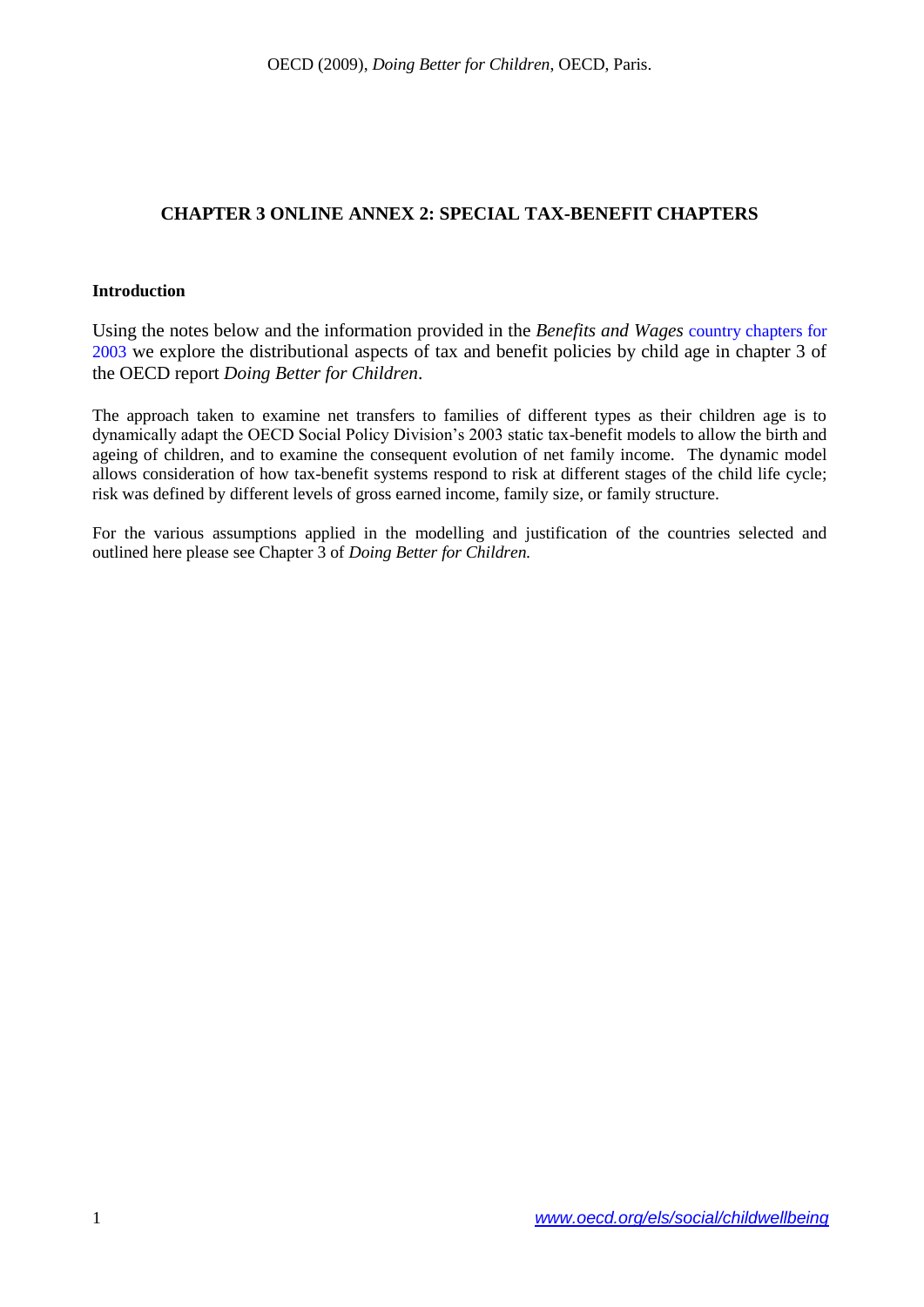# CHAPTER 3 ONLINE ANNEX 2: SPECIAL TAX-BENEFIT CHAPTERS

## Introduction

Using the notes below and the information provided in the *Benefits and Wages* country chapters for 2003 we explore the distributional aspects of tax and benefit policies by child age in chapter 3 of the OECD report *Doing Better for Children*.

The approach taken to examine net transfers to families of different types as their children age is to dynamically adapt the OECD Social Policy Division's 2003 static tax-benefit models to allow the birth and ageing of children, and to examine the consequent evolution of net family income. The dynamic model allows consideration of how tax-benefit systems respond to risk at different stages of the child life cycle; risk was defined by different levels of gross earned income, family size, or family structure.

For the various assumptions applied in the modelling and justification of the countries selected and outlined here please see Chapter 3 of *Doing Better for Children.*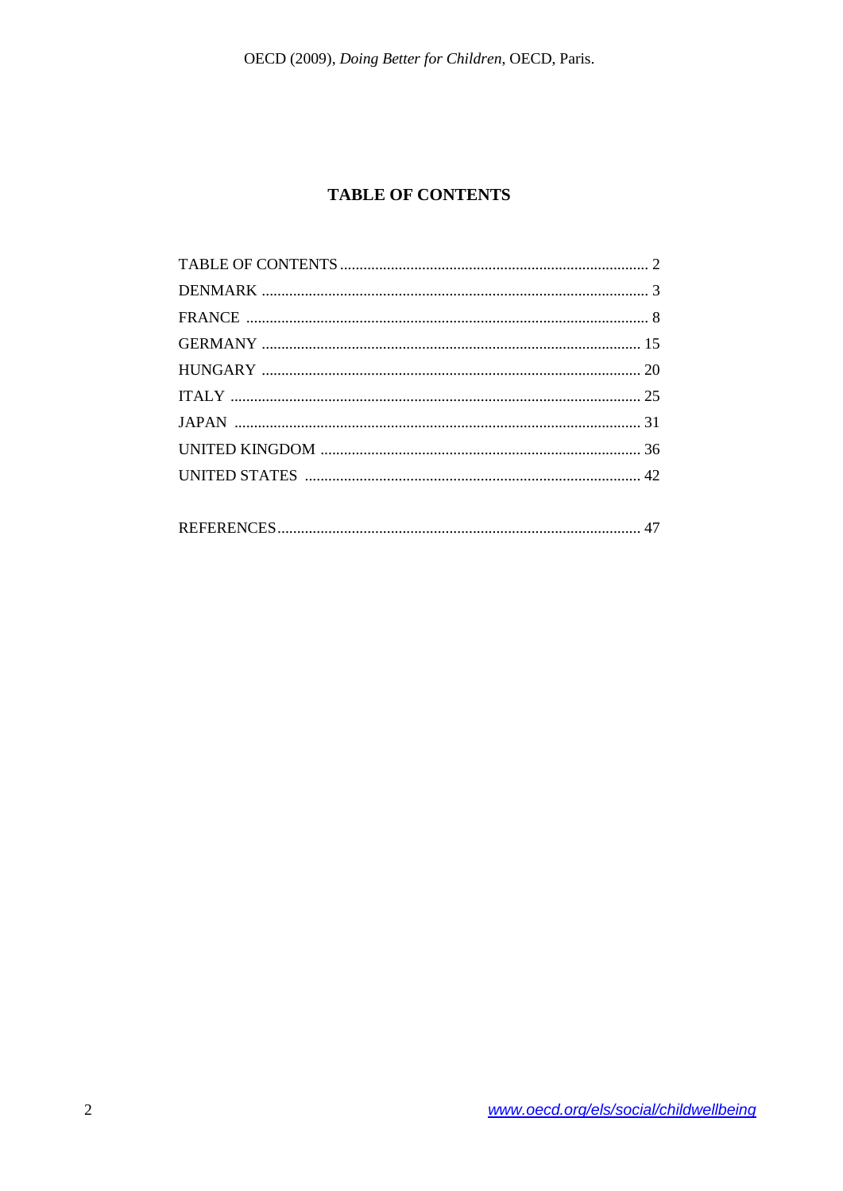# TABLE OF CONTENTS

TABLE OF CONTENTS ............................................................................ 2
DENMARK .............................................................................................. 3
FRANCE ................................................................................................. 8
GERMANY ............................................................................................ 15
HUNGARY ............................................................................................ 20
ITALY .................................................................................................... 25
JAPAN ................................................................................................... 31
UNITED KINGDOM .............................................................................. 36
UNITED STATES .................................................................................. 42

REFERENCES ........................................................................................ 47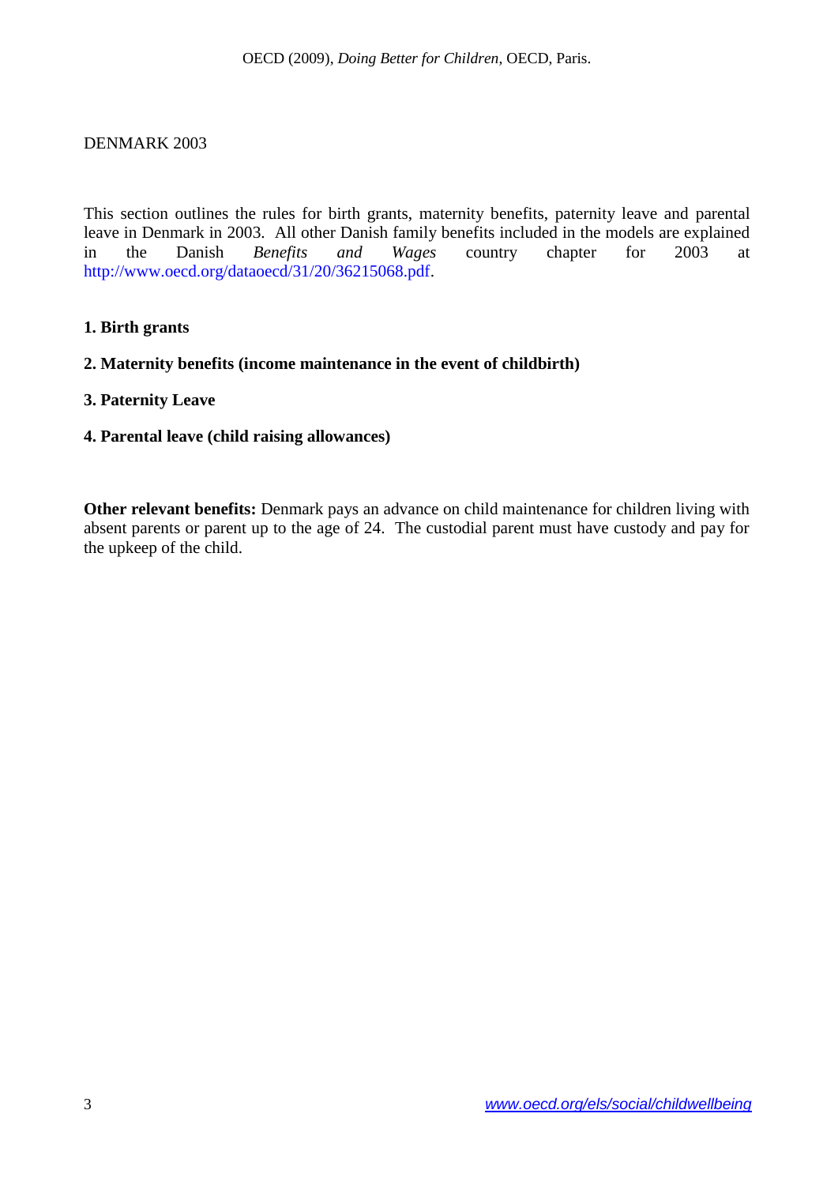DENMARK 2003

This section outlines the rules for birth grants, maternity benefits, paternity leave and parental leave in Denmark in 2003. All other Danish family benefits included in the models are explained in the Danish *Benefits and Wages* country chapter for 2003 at http://www.oecd.org/dataoecd/31/20/36215068.pdf.

**1. Birth grants**

**2. Maternity benefits (income maintenance in the event of childbirth)**

**3. Paternity Leave**

**4. Parental leave (child raising allowances)**

**Other relevant benefits:** Denmark pays an advance on child maintenance for children living with absent parents or parent up to the age of 24. The custodial parent must have custody and pay for the upkeep of the child.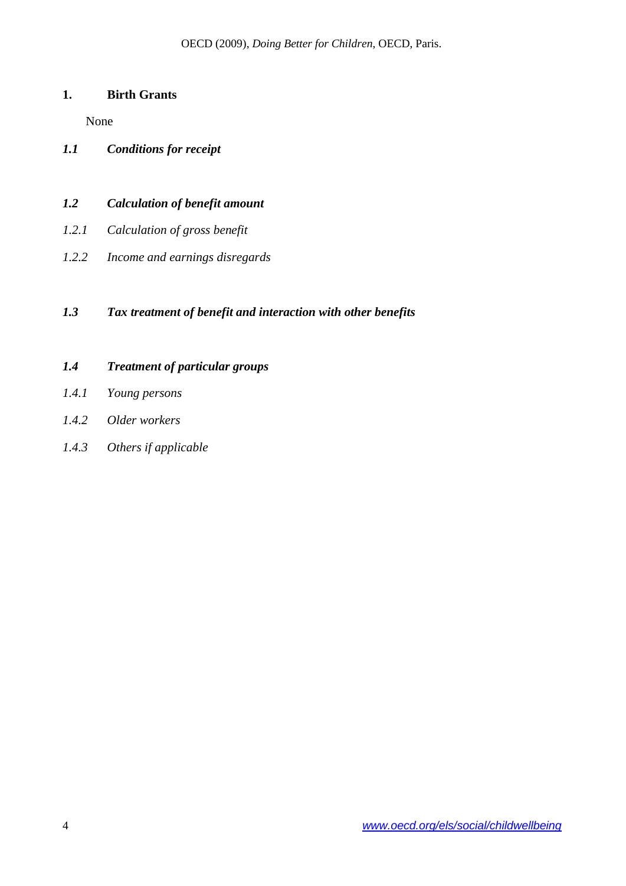## 1. Birth Grants

None

### *1.1 Conditions for receipt*

### *1.2 Calculation of benefit amount*

*1.2.1 Calculation of gross benefit*

*1.2.2 Income and earnings disregards*

### *1.3 Tax treatment of benefit and interaction with other benefits*

### *1.4 Treatment of particular groups*

*1.4.1 Young persons*

*1.4.2 Older workers*

*1.4.3 Others if applicable*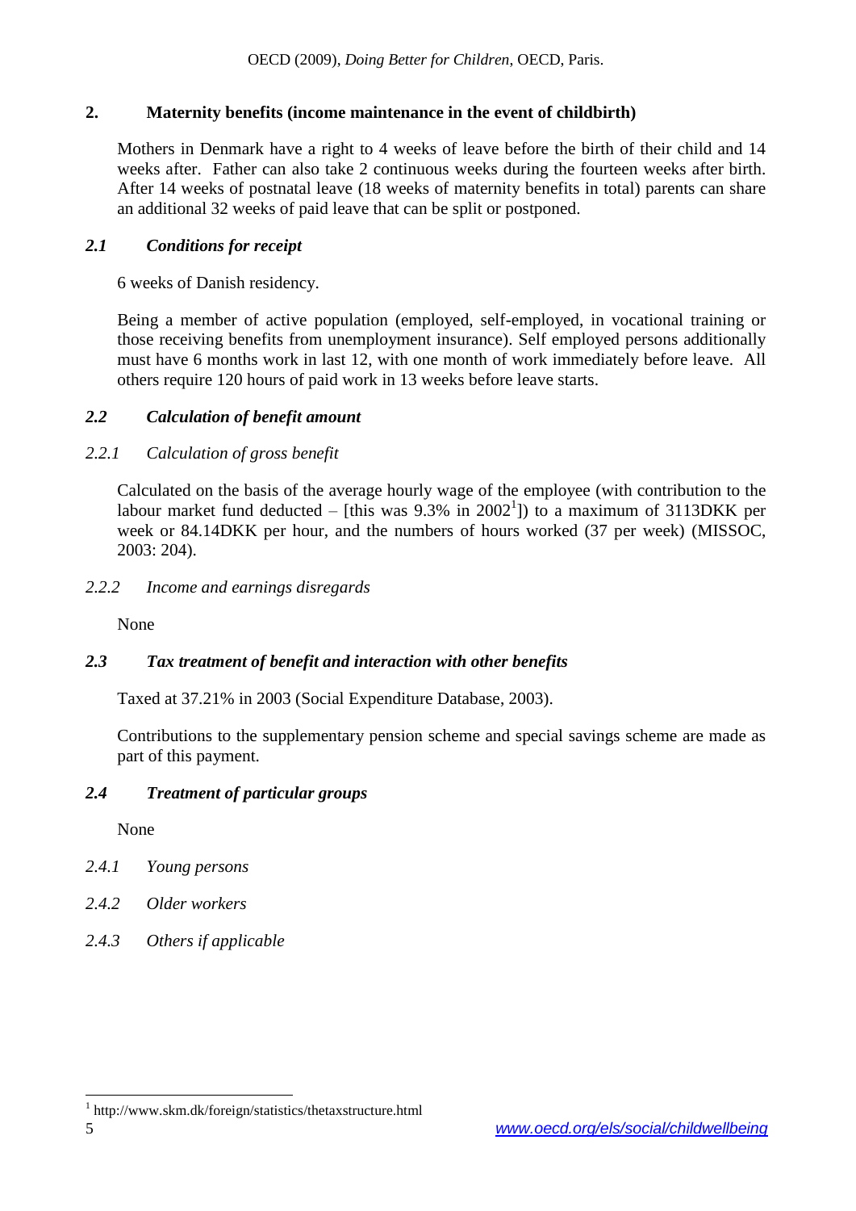## 2. Maternity benefits (income maintenance in the event of childbirth)

Mothers in Denmark have a right to 4 weeks of leave before the birth of their child and 14 weeks after. Father can also take 2 continuous weeks during the fourteen weeks after birth. After 14 weeks of postnatal leave (18 weeks of maternity benefits in total) parents can share an additional 32 weeks of paid leave that can be split or postponed.

### *2.1 Conditions for receipt*

6 weeks of Danish residency.

Being a member of active population (employed, self-employed, in vocational training or those receiving benefits from unemployment insurance). Self employed persons additionally must have 6 months work in last 12, with one month of work immediately before leave. All others require 120 hours of paid work in 13 weeks before leave starts.

### *2.2 Calculation of benefit amount*

#### *2.2.1 Calculation of gross benefit*

Calculated on the basis of the average hourly wage of the employee (with contribution to the labour market fund deducted – [this was 9.3% in 2002[1]]) to a maximum of 3113DKK per week or 84.14DKK per hour, and the numbers of hours worked (37 per week) (MISSOC, 2003: 204).

#### *2.2.2 Income and earnings disregards*

None

### *2.3 Tax treatment of benefit and interaction with other benefits*

Taxed at 37.21% in 2003 (Social Expenditure Database, 2003).

Contributions to the supplementary pension scheme and special savings scheme are made as part of this payment.

### *2.4 Treatment of particular groups*

None

#### *2.4.1 Young persons*

#### *2.4.2 Older workers*

#### *2.4.3 Others if applicable*

---

[1] http://www.skm.dk/foreign/statistics/thetaxstructure.html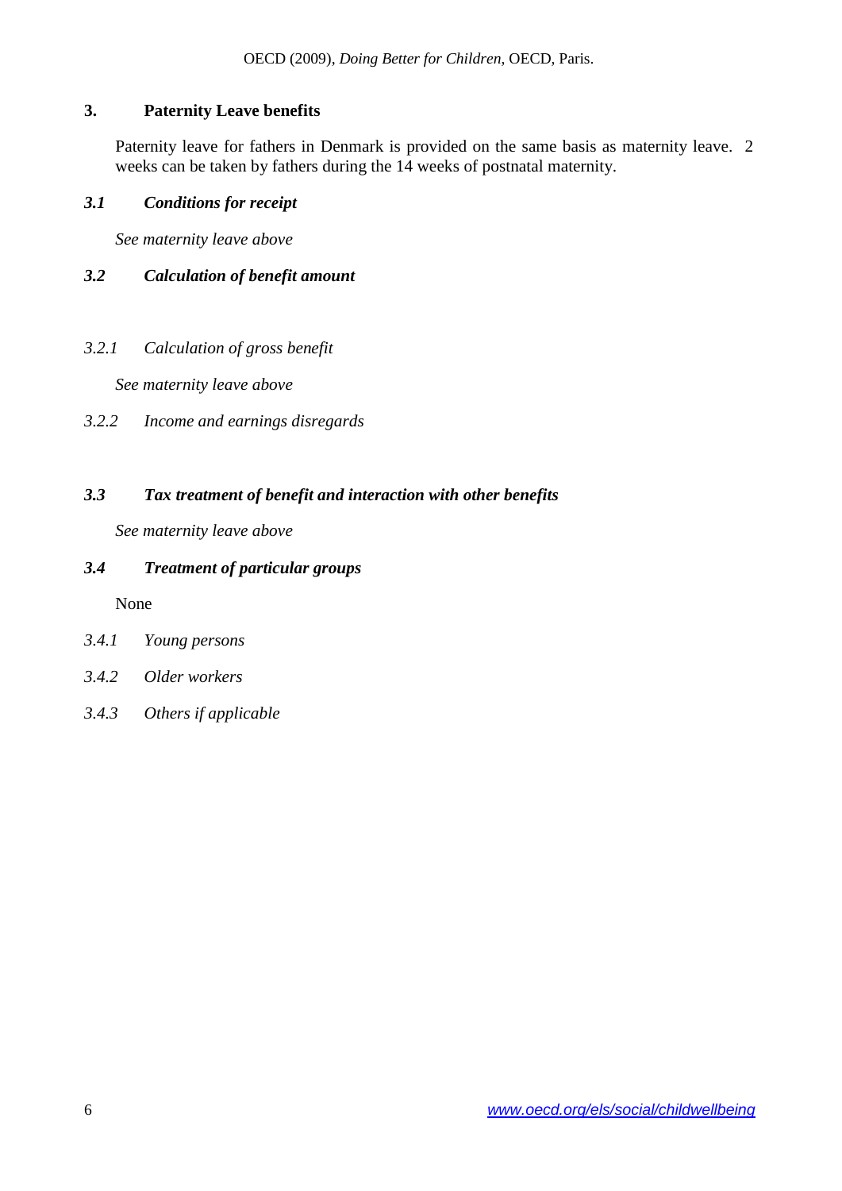## 3. Paternity Leave benefits

Paternity leave for fathers in Denmark is provided on the same basis as maternity leave. 2 weeks can be taken by fathers during the 14 weeks of postnatal maternity.

### *3.1 Conditions for receipt*

*See maternity leave above*

### *3.2 Calculation of benefit amount*

#### *3.2.1 Calculation of gross benefit*

*See maternity leave above*

#### *3.2.2 Income and earnings disregards*

### *3.3 Tax treatment of benefit and interaction with other benefits*

*See maternity leave above*

### *3.4 Treatment of particular groups*

None

#### *3.4.1 Young persons*

#### *3.4.2 Older workers*

#### *3.4.3 Others if applicable*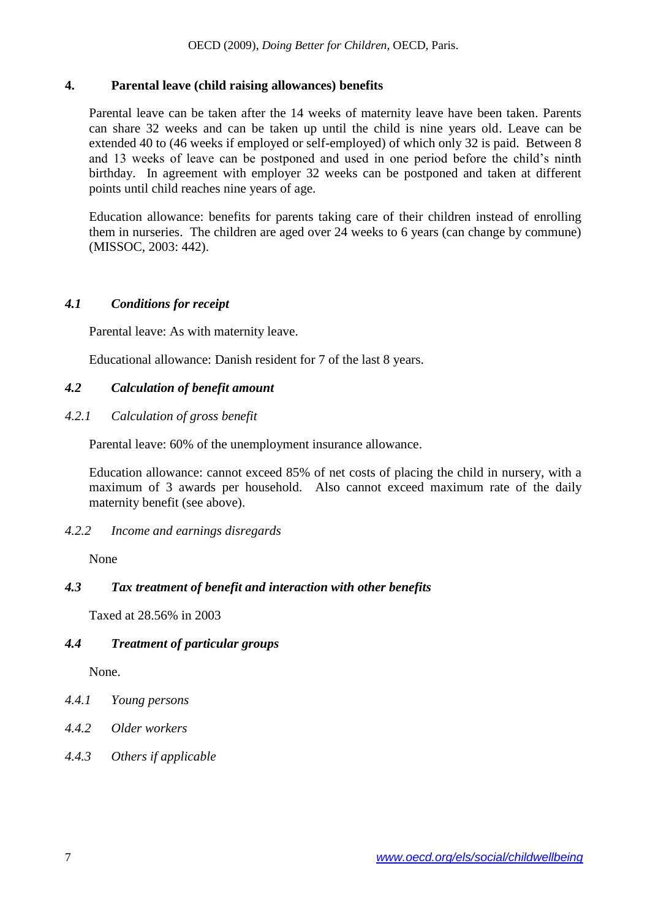## 4. Parental leave (child raising allowances) benefits

Parental leave can be taken after the 14 weeks of maternity leave have been taken. Parents can share 32 weeks and can be taken up until the child is nine years old. Leave can be extended 40 to (46 weeks if employed or self-employed) of which only 32 is paid. Between 8 and 13 weeks of leave can be postponed and used in one period before the child's ninth birthday. In agreement with employer 32 weeks can be postponed and taken at different points until child reaches nine years of age.

Education allowance: benefits for parents taking care of their children instead of enrolling them in nurseries. The children are aged over 24 weeks to 6 years (can change by commune) (MISSOC, 2003: 442).

### *4.1 Conditions for receipt*

Parental leave: As with maternity leave.

Educational allowance: Danish resident for 7 of the last 8 years.

### *4.2 Calculation of benefit amount*

#### *4.2.1 Calculation of gross benefit*

Parental leave: 60% of the unemployment insurance allowance.

Education allowance: cannot exceed 85% of net costs of placing the child in nursery, with a maximum of 3 awards per household. Also cannot exceed maximum rate of the daily maternity benefit (see above).

#### *4.2.2 Income and earnings disregards*

None

### *4.3 Tax treatment of benefit and interaction with other benefits*

Taxed at 28.56% in 2003

### *4.4 Treatment of particular groups*

None.

#### *4.4.1 Young persons*

#### *4.4.2 Older workers*

#### *4.4.3 Others if applicable*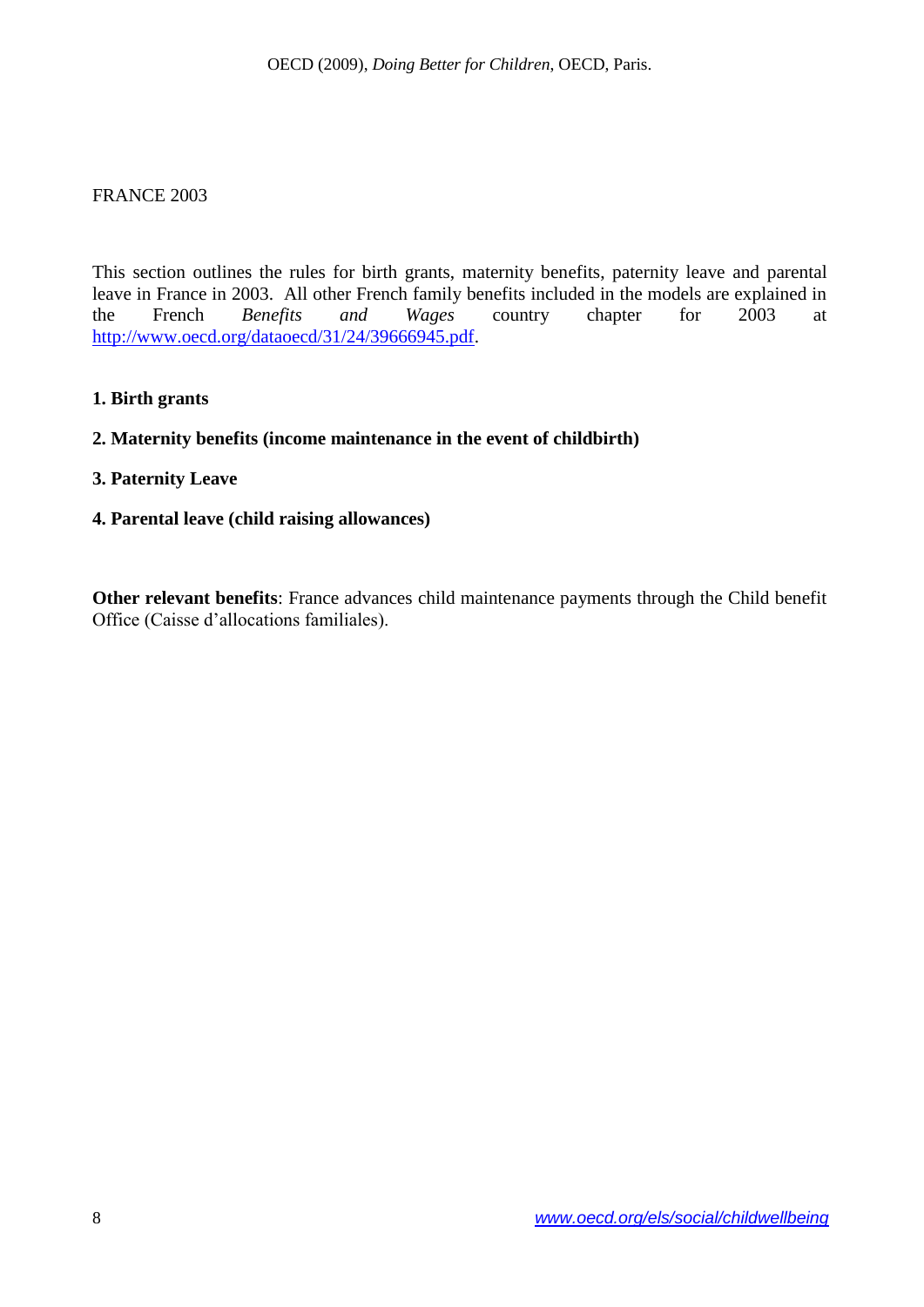FRANCE 2003

This section outlines the rules for birth grants, maternity benefits, paternity leave and parental leave in France in 2003. All other French family benefits included in the models are explained in the French *Benefits and Wages* country chapter for 2003 at http://www.oecd.org/dataoecd/31/24/39666945.pdf.

**1. Birth grants**

**2. Maternity benefits (income maintenance in the event of childbirth)**

**3. Paternity Leave**

**4. Parental leave (child raising allowances)**

**Other relevant benefits**: France advances child maintenance payments through the Child benefit Office (Caisse d'allocations familiales).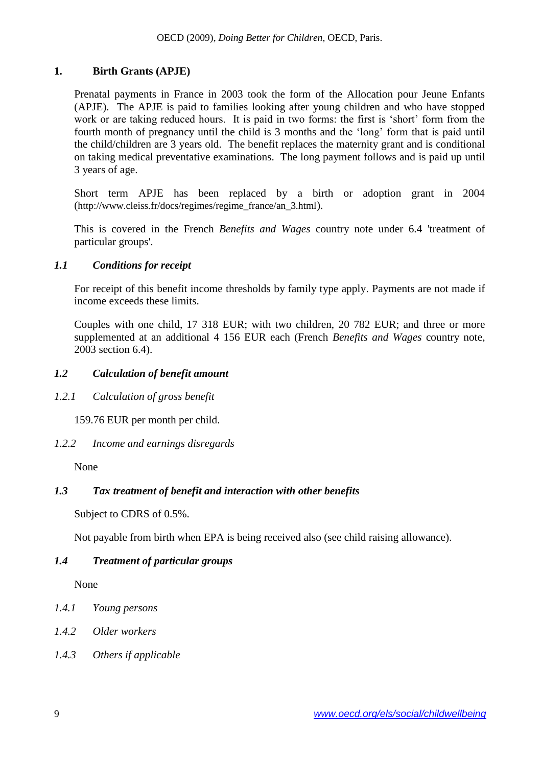# 1. Birth Grants (APJE)

Prenatal payments in France in 2003 took the form of the Allocation pour Jeune Enfants (APJE). The APJE is paid to families looking after young children and who have stopped work or are taking reduced hours. It is paid in two forms: the first is 'short' form from the fourth month of pregnancy until the child is 3 months and the 'long' form that is paid until the child/children are 3 years old. The benefit replaces the maternity grant and is conditional on taking medical preventative examinations. The long payment follows and is paid up until 3 years of age.

Short term APJE has been replaced by a birth or adoption grant in 2004 (http://www.cleiss.fr/docs/regimes/regime_france/an_3.html).

This is covered in the French *Benefits and Wages* country note under 6.4 'treatment of particular groups'.

## *1.1 Conditions for receipt*

For receipt of this benefit income thresholds by family type apply. Payments are not made if income exceeds these limits.

Couples with one child, 17 318 EUR; with two children, 20 782 EUR; and three or more supplemented at an additional 4 156 EUR each (French *Benefits and Wages* country note, 2003 section 6.4).

## *1.2 Calculation of benefit amount*

### *1.2.1 Calculation of gross benefit*

159.76 EUR per month per child.

### *1.2.2 Income and earnings disregards*

None

## *1.3 Tax treatment of benefit and interaction with other benefits*

Subject to CDRS of 0.5%.

Not payable from birth when EPA is being received also (see child raising allowance).

## *1.4 Treatment of particular groups*

None

### *1.4.1 Young persons*

### *1.4.2 Older workers*

### *1.4.3 Others if applicable*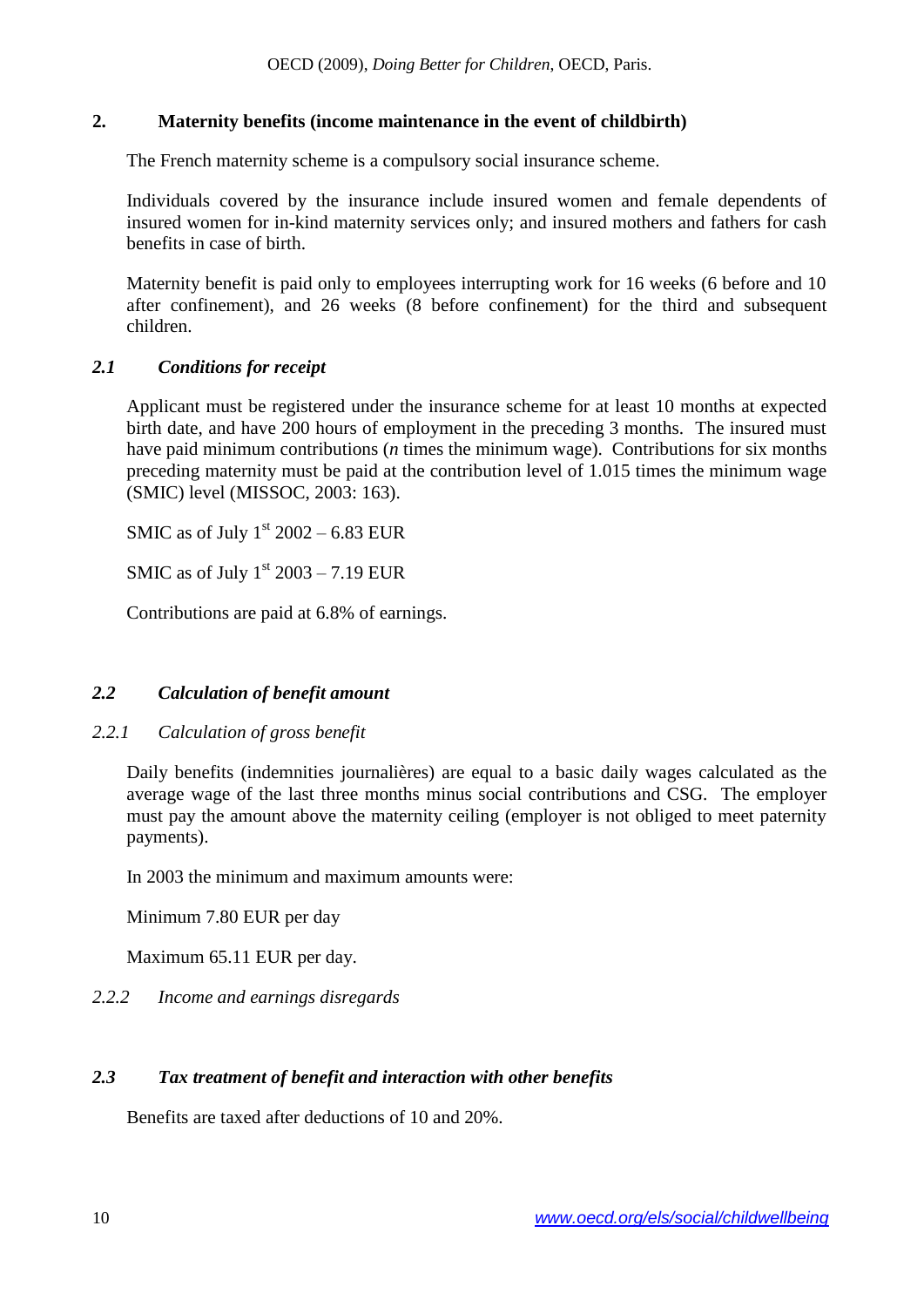## 2. Maternity benefits (income maintenance in the event of childbirth)

The French maternity scheme is a compulsory social insurance scheme.

Individuals covered by the insurance include insured women and female dependents of insured women for in-kind maternity services only; and insured mothers and fathers for cash benefits in case of birth.

Maternity benefit is paid only to employees interrupting work for 16 weeks (6 before and 10 after confinement), and 26 weeks (8 before confinement) for the third and subsequent children.

### *2.1 Conditions for receipt*

Applicant must be registered under the insurance scheme for at least 10 months at expected birth date, and have 200 hours of employment in the preceding 3 months. The insured must have paid minimum contributions (*n* times the minimum wage). Contributions for six months preceding maternity must be paid at the contribution level of 1.015 times the minimum wage (SMIC) level (MISSOC, 2003: 163).

SMIC as of July 1st 2002 – 6.83 EUR

SMIC as of July 1st 2003 – 7.19 EUR

Contributions are paid at 6.8% of earnings.

### *2.2 Calculation of benefit amount*

#### *2.2.1 Calculation of gross benefit*

Daily benefits (indemnities journalières) are equal to a basic daily wages calculated as the average wage of the last three months minus social contributions and CSG. The employer must pay the amount above the maternity ceiling (employer is not obliged to meet paternity payments).

In 2003 the minimum and maximum amounts were:

Minimum 7.80 EUR per day

Maximum 65.11 EUR per day.

#### *2.2.2 Income and earnings disregards*

### *2.3 Tax treatment of benefit and interaction with other benefits*

Benefits are taxed after deductions of 10 and 20%.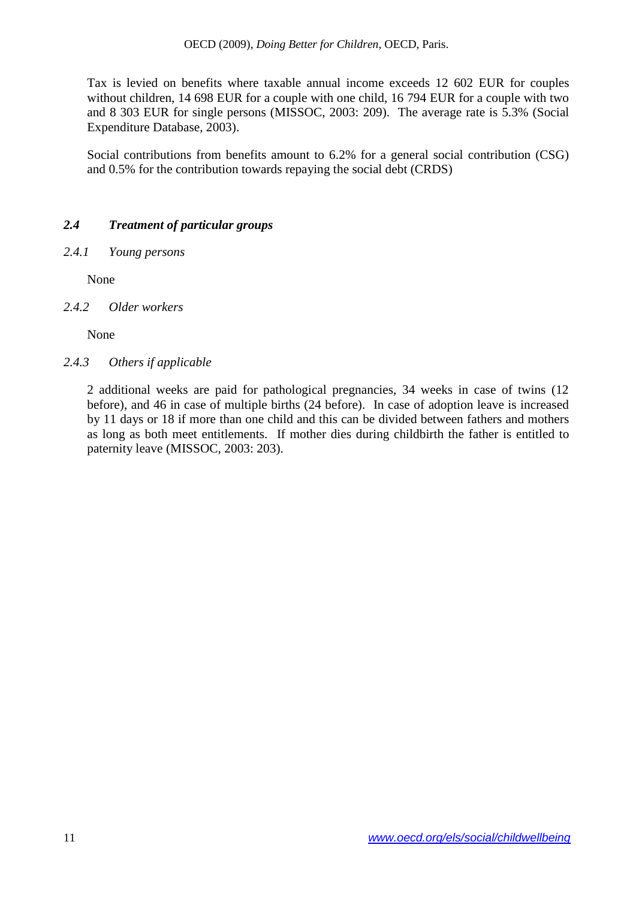Tax is levied on benefits where taxable annual income exceeds 12 602 EUR for couples without children, 14 698 EUR for a couple with one child, 16 794 EUR for a couple with two and 8 303 EUR for single persons (MISSOC, 2003: 209). The average rate is 5.3% (Social Expenditure Database, 2003).

Social contributions from benefits amount to 6.2% for a general social contribution (CSG) and 0.5% for the contribution towards repaying the social debt (CRDS)

### *2.4 Treatment of particular groups*

#### *2.4.1 Young persons*

None

#### *2.4.2 Older workers*

None

#### *2.4.3 Others if applicable*

2 additional weeks are paid for pathological pregnancies, 34 weeks in case of twins (12 before), and 46 in case of multiple births (24 before). In case of adoption leave is increased by 11 days or 18 if more than one child and this can be divided between fathers and mothers as long as both meet entitlements. If mother dies during childbirth the father is entitled to paternity leave (MISSOC, 2003: 203).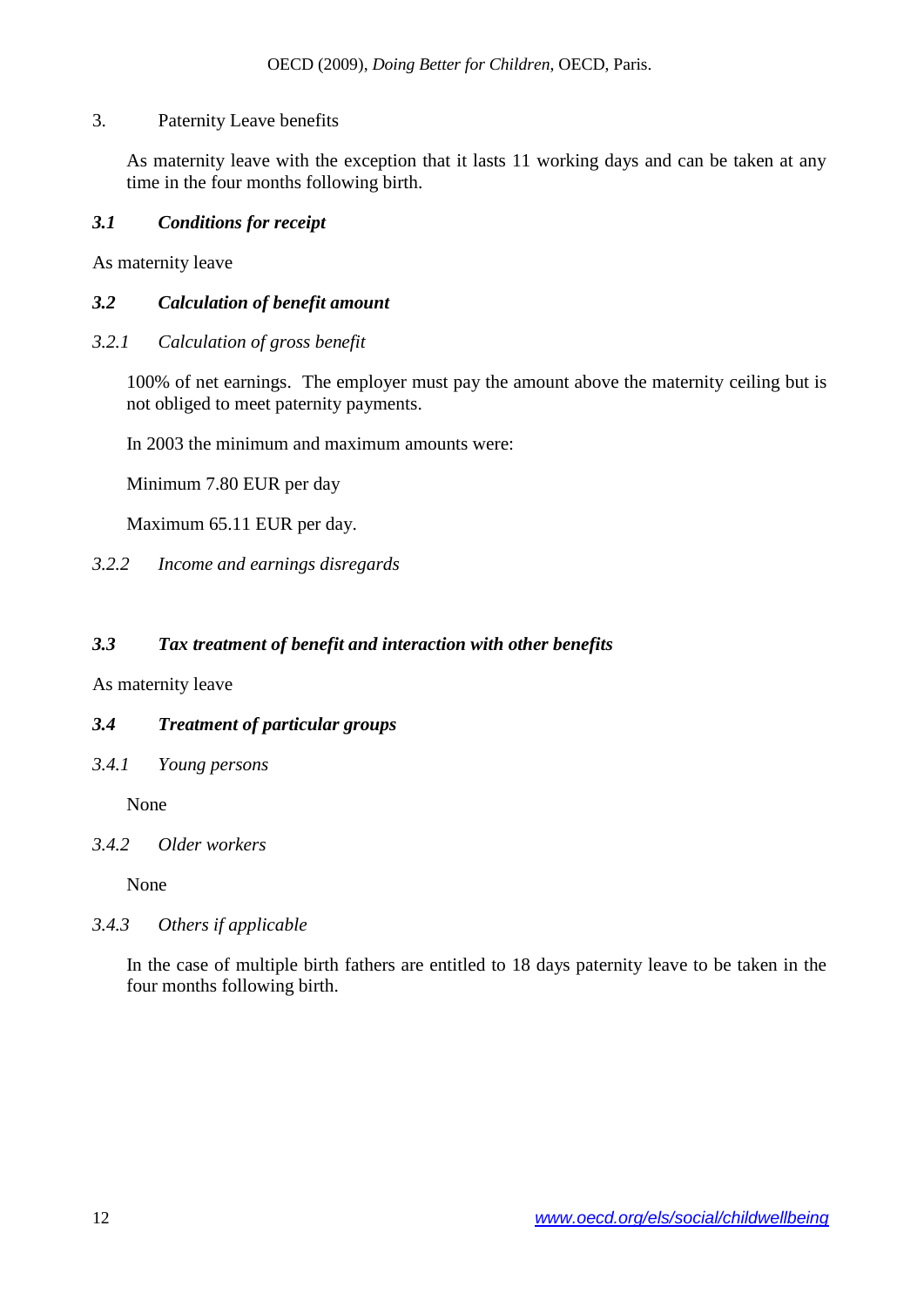## 3. Paternity Leave benefits

As maternity leave with the exception that it lasts 11 working days and can be taken at any time in the four months following birth.

### *3.1 Conditions for receipt*

As maternity leave

### *3.2 Calculation of benefit amount*

#### *3.2.1 Calculation of gross benefit*

100% of net earnings. The employer must pay the amount above the maternity ceiling but is not obliged to meet paternity payments.

In 2003 the minimum and maximum amounts were:

Minimum 7.80 EUR per day

Maximum 65.11 EUR per day.

#### *3.2.2 Income and earnings disregards*

### *3.3 Tax treatment of benefit and interaction with other benefits*

As maternity leave

### *3.4 Treatment of particular groups*

#### *3.4.1 Young persons*

None

#### *3.4.2 Older workers*

None

#### *3.4.3 Others if applicable*

In the case of multiple birth fathers are entitled to 18 days paternity leave to be taken in the four months following birth.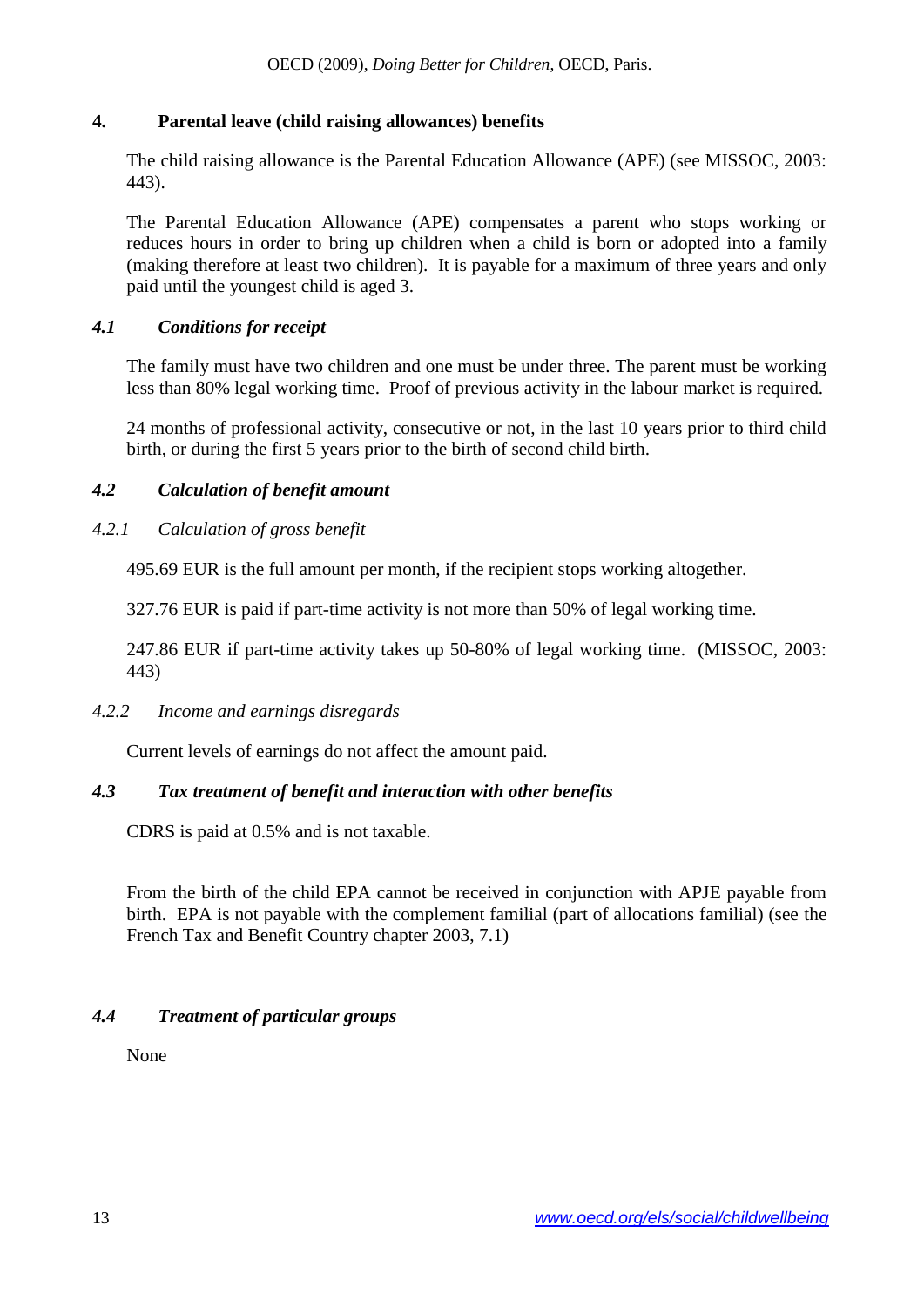## 4. Parental leave (child raising allowances) benefits

The child raising allowance is the Parental Education Allowance (APE) (see MISSOC, 2003: 443).

The Parental Education Allowance (APE) compensates a parent who stops working or reduces hours in order to bring up children when a child is born or adopted into a family (making therefore at least two children). It is payable for a maximum of three years and only paid until the youngest child is aged 3.

### *4.1 Conditions for receipt*

The family must have two children and one must be under three. The parent must be working less than 80% legal working time. Proof of previous activity in the labour market is required.

24 months of professional activity, consecutive or not, in the last 10 years prior to third child birth, or during the first 5 years prior to the birth of second child birth.

### *4.2 Calculation of benefit amount*

#### *4.2.1 Calculation of gross benefit*

495.69 EUR is the full amount per month, if the recipient stops working altogether.

327.76 EUR is paid if part-time activity is not more than 50% of legal working time.

247.86 EUR if part-time activity takes up 50-80% of legal working time. (MISSOC, 2003: 443)

#### *4.2.2 Income and earnings disregards*

Current levels of earnings do not affect the amount paid.

### *4.3 Tax treatment of benefit and interaction with other benefits*

CDRS is paid at 0.5% and is not taxable.

From the birth of the child EPA cannot be received in conjunction with APJE payable from birth. EPA is not payable with the complement familial (part of allocations familial) (see the French Tax and Benefit Country chapter 2003, 7.1)

### *4.4 Treatment of particular groups*

None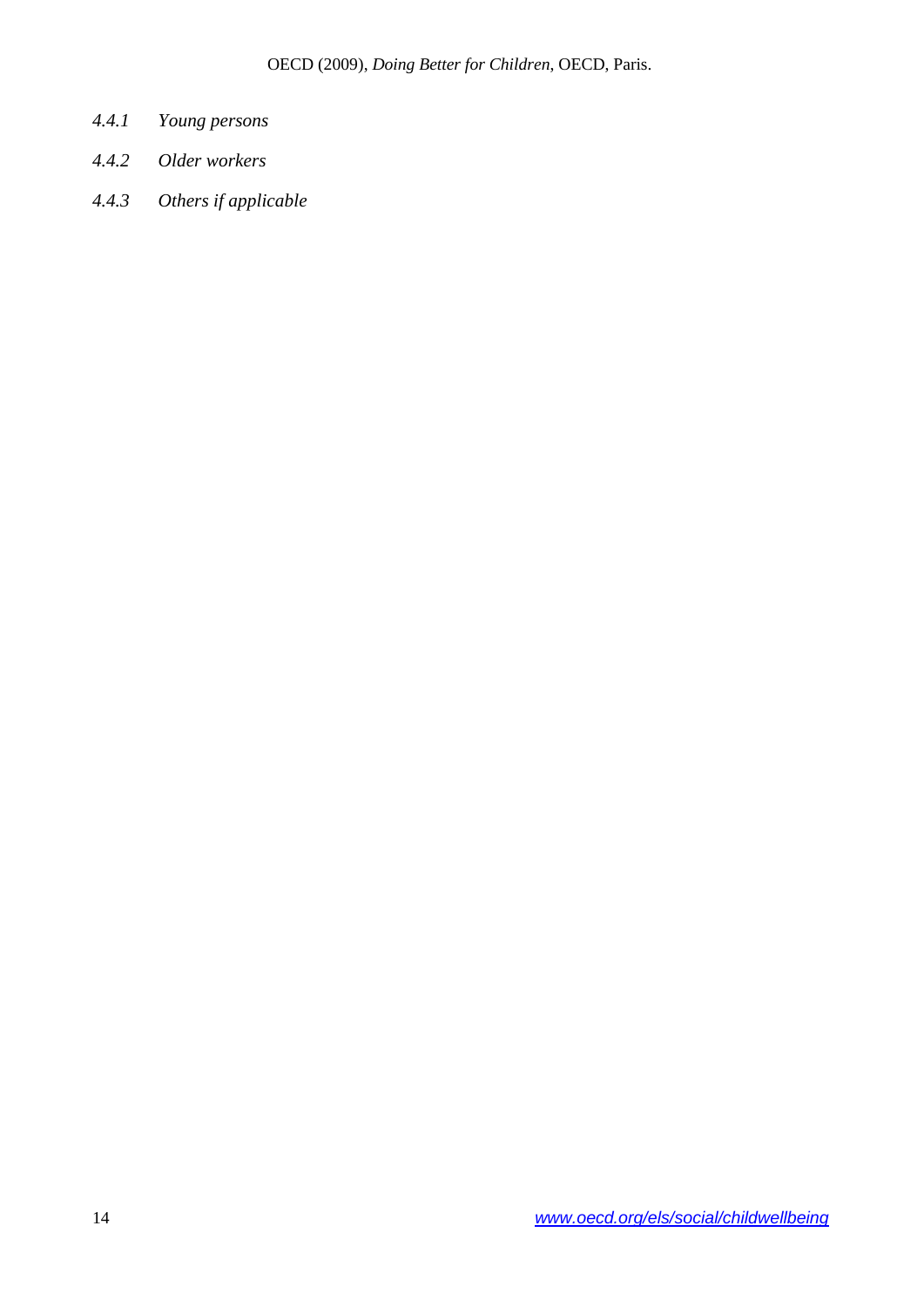OECD (2009), *Doing Better for Children*, OECD, Paris.

*4.4.1 Young persons*

*4.4.2 Older workers*

*4.4.3 Others if applicable*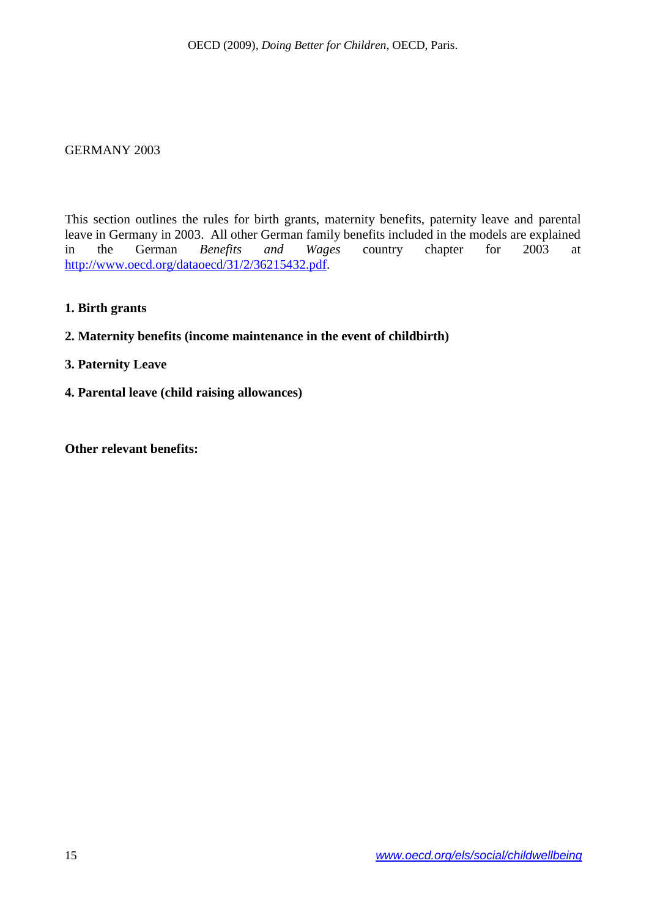GERMANY 2003

This section outlines the rules for birth grants, maternity benefits, paternity leave and parental leave in Germany in 2003. All other German family benefits included in the models are explained in the German *Benefits and Wages* country chapter for 2003 at http://www.oecd.org/dataoecd/31/2/36215432.pdf.

**1. Birth grants**

**2. Maternity benefits (income maintenance in the event of childbirth)**

**3. Paternity Leave**

**4. Parental leave (child raising allowances)**

**Other relevant benefits:**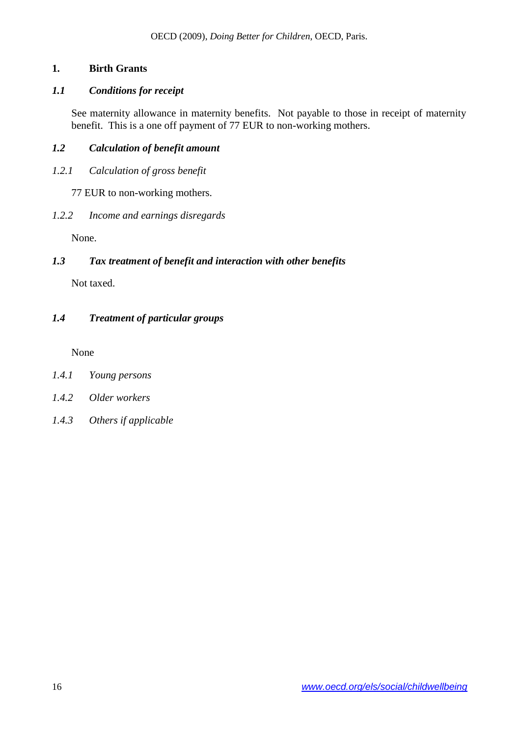# 1. Birth Grants

## *1.1 Conditions for receipt*

See maternity allowance in maternity benefits. Not payable to those in receipt of maternity benefit. This is a one off payment of 77 EUR to non-working mothers.

## *1.2 Calculation of benefit amount*

### *1.2.1 Calculation of gross benefit*

77 EUR to non-working mothers.

### *1.2.2 Income and earnings disregards*

None.

## *1.3 Tax treatment of benefit and interaction with other benefits*

Not taxed.

## *1.4 Treatment of particular groups*

None

### *1.4.1 Young persons*

### *1.4.2 Older workers*

### *1.4.3 Others if applicable*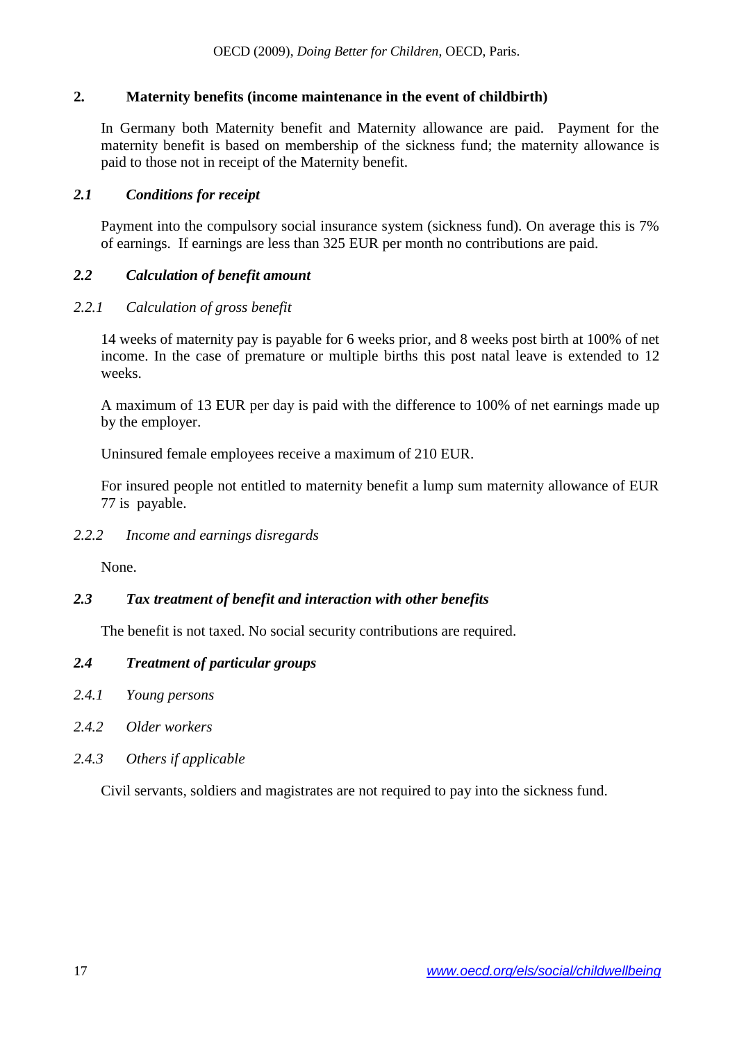## 2. Maternity benefits (income maintenance in the event of childbirth)

In Germany both Maternity benefit and Maternity allowance are paid. Payment for the maternity benefit is based on membership of the sickness fund; the maternity allowance is paid to those not in receipt of the Maternity benefit.

### *2.1 Conditions for receipt*

Payment into the compulsory social insurance system (sickness fund). On average this is 7% of earnings. If earnings are less than 325 EUR per month no contributions are paid.

### *2.2 Calculation of benefit amount*

#### *2.2.1 Calculation of gross benefit*

14 weeks of maternity pay is payable for 6 weeks prior, and 8 weeks post birth at 100% of net income. In the case of premature or multiple births this post natal leave is extended to 12 weeks.

A maximum of 13 EUR per day is paid with the difference to 100% of net earnings made up by the employer.

Uninsured female employees receive a maximum of 210 EUR.

For insured people not entitled to maternity benefit a lump sum maternity allowance of EUR 77 is payable.

#### *2.2.2 Income and earnings disregards*

None.

### *2.3 Tax treatment of benefit and interaction with other benefits*

The benefit is not taxed. No social security contributions are required.

### *2.4 Treatment of particular groups*

#### *2.4.1 Young persons*

#### *2.4.2 Older workers*

#### *2.4.3 Others if applicable*

Civil servants, soldiers and magistrates are not required to pay into the sickness fund.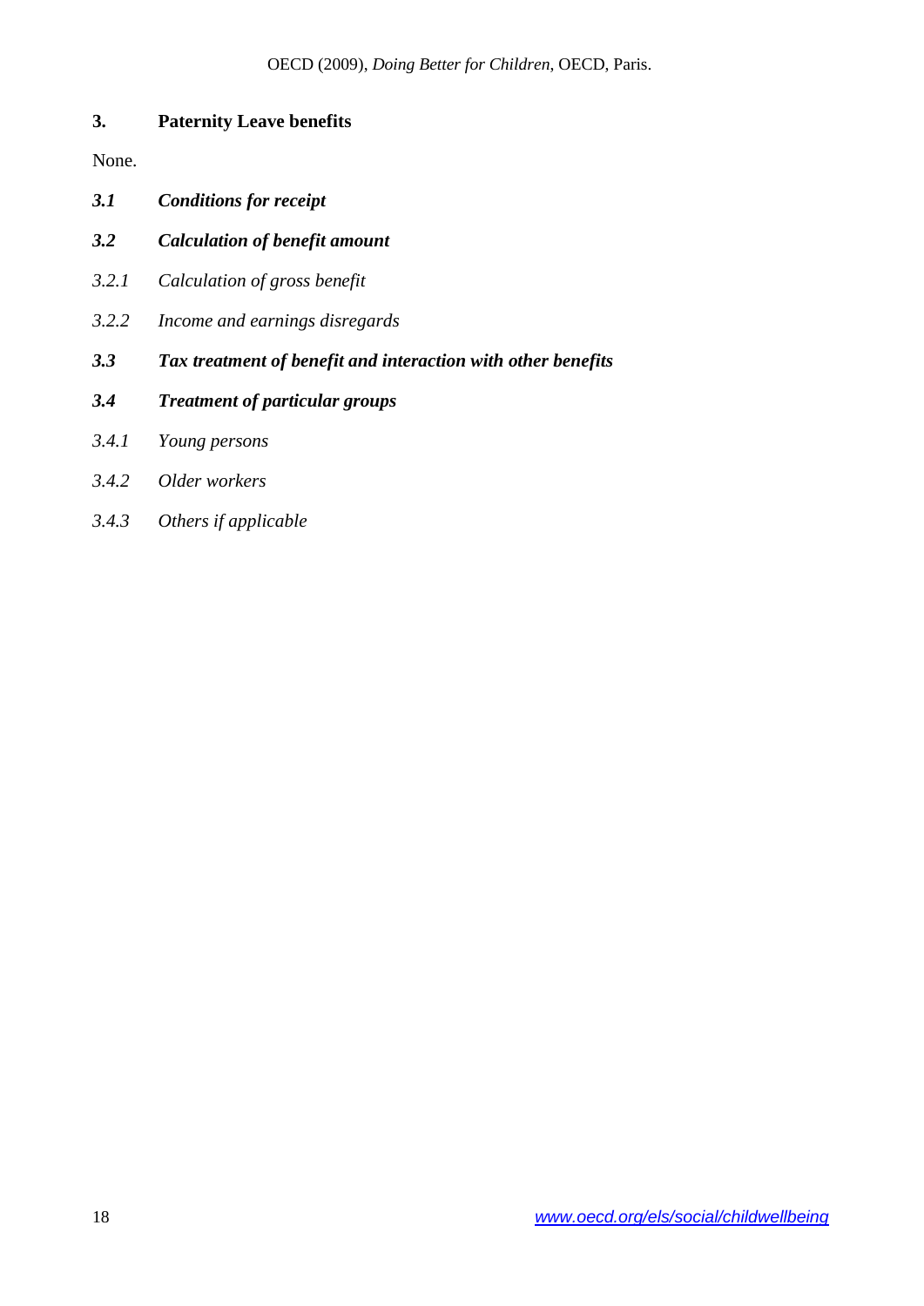## 3. Paternity Leave benefits

None.

### *3.1 Conditions for receipt*

### *3.2 Calculation of benefit amount*

#### *3.2.1 Calculation of gross benefit*

#### *3.2.2 Income and earnings disregards*

### *3.3 Tax treatment of benefit and interaction with other benefits*

### *3.4 Treatment of particular groups*

#### *3.4.1 Young persons*

#### *3.4.2 Older workers*

#### *3.4.3 Others if applicable*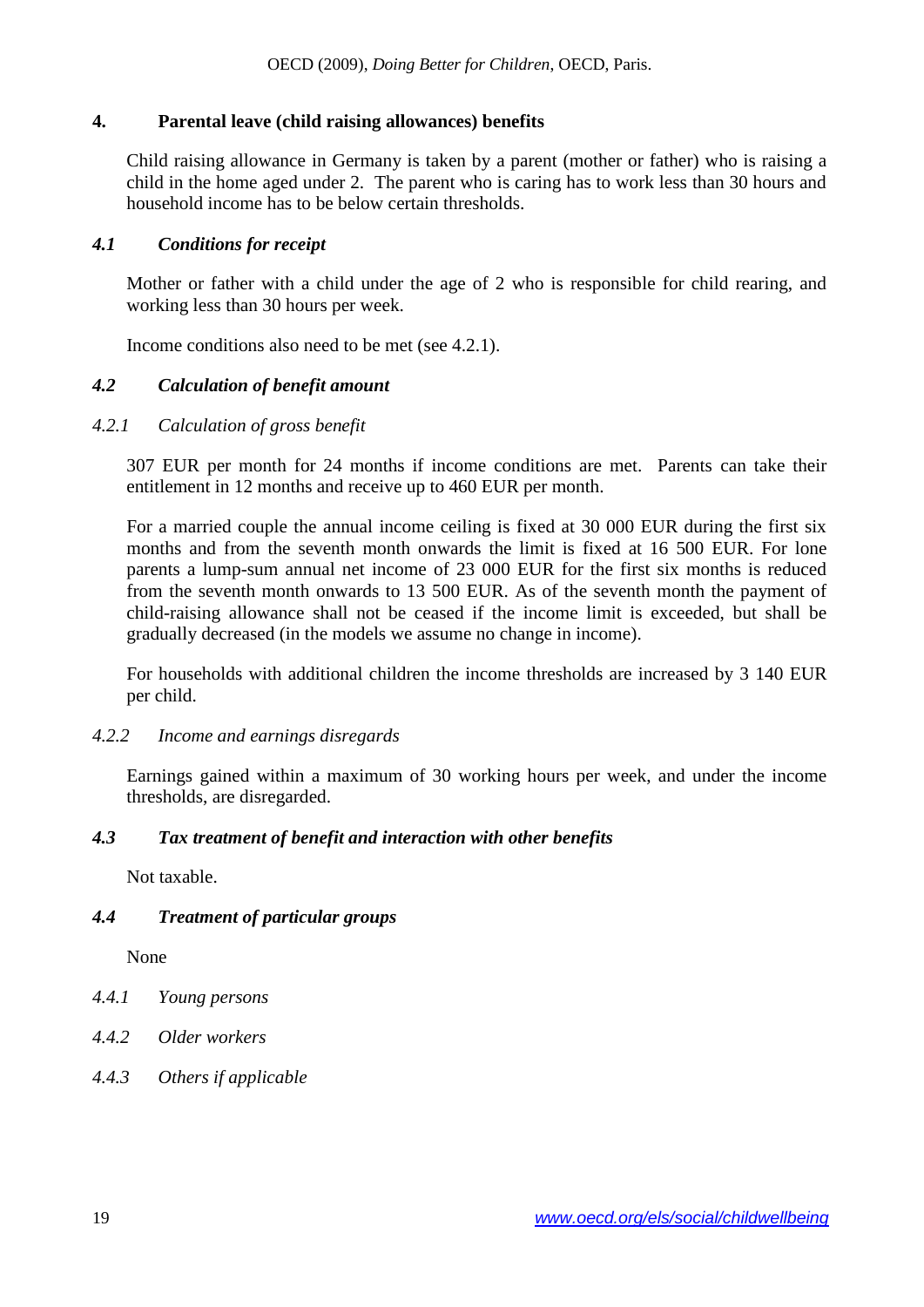## 4. Parental leave (child raising allowances) benefits

Child raising allowance in Germany is taken by a parent (mother or father) who is raising a child in the home aged under 2. The parent who is caring has to work less than 30 hours and household income has to be below certain thresholds.

### *4.1 Conditions for receipt*

Mother or father with a child under the age of 2 who is responsible for child rearing, and working less than 30 hours per week.

Income conditions also need to be met (see 4.2.1).

### *4.2 Calculation of benefit amount*

#### *4.2.1 Calculation of gross benefit*

307 EUR per month for 24 months if income conditions are met. Parents can take their entitlement in 12 months and receive up to 460 EUR per month.

For a married couple the annual income ceiling is fixed at 30 000 EUR during the first six months and from the seventh month onwards the limit is fixed at 16 500 EUR. For lone parents a lump-sum annual net income of 23 000 EUR for the first six months is reduced from the seventh month onwards to 13 500 EUR. As of the seventh month the payment of child-raising allowance shall not be ceased if the income limit is exceeded, but shall be gradually decreased (in the models we assume no change in income).

For households with additional children the income thresholds are increased by 3 140 EUR per child.

#### *4.2.2 Income and earnings disregards*

Earnings gained within a maximum of 30 working hours per week, and under the income thresholds, are disregarded.

### *4.3 Tax treatment of benefit and interaction with other benefits*

Not taxable.

### *4.4 Treatment of particular groups*

None

#### *4.4.1 Young persons*

#### *4.4.2 Older workers*

#### *4.4.3 Others if applicable*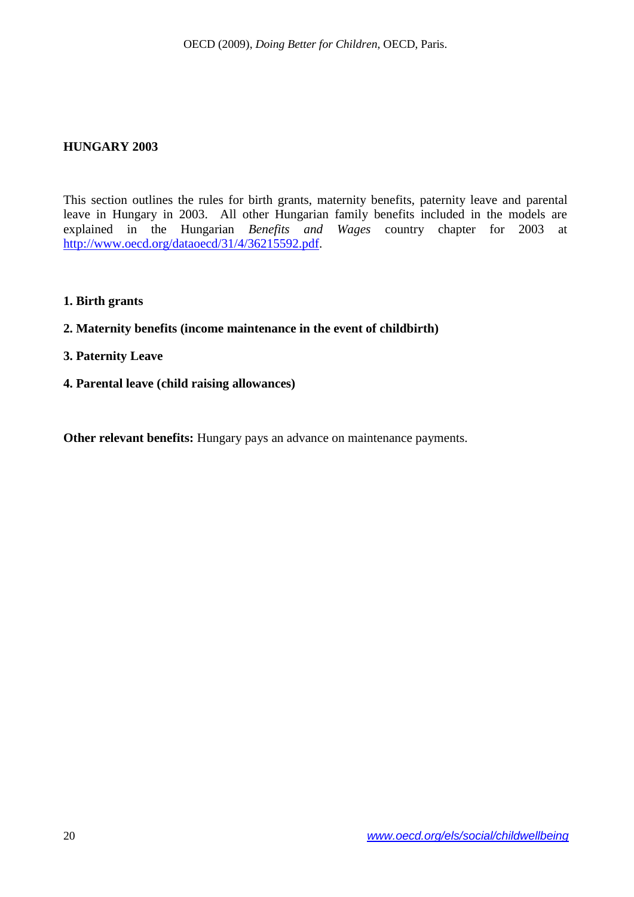## HUNGARY 2003

This section outlines the rules for birth grants, maternity benefits, paternity leave and parental leave in Hungary in 2003. All other Hungarian family benefits included in the models are explained in the Hungarian *Benefits and Wages* country chapter for 2003 at http://www.oecd.org/dataoecd/31/4/36215592.pdf.

**1. Birth grants**

**2. Maternity benefits (income maintenance in the event of childbirth)**

**3. Paternity Leave**

**4. Parental leave (child raising allowances)**

**Other relevant benefits:** Hungary pays an advance on maintenance payments.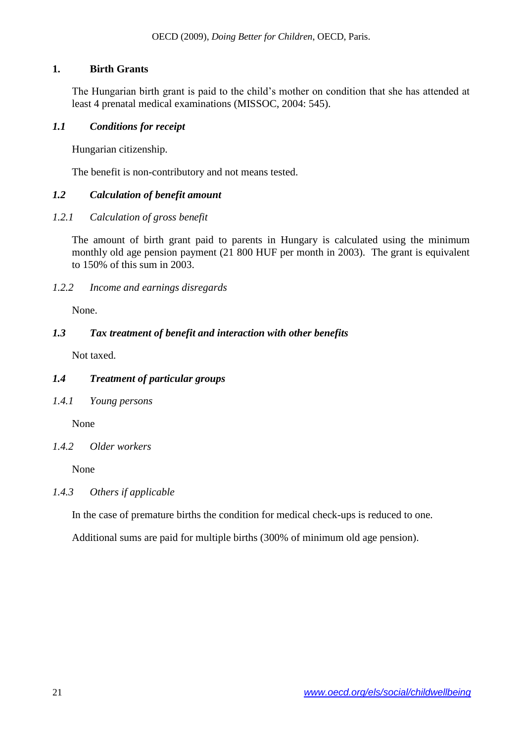## 1. Birth Grants

The Hungarian birth grant is paid to the child's mother on condition that she has attended at least 4 prenatal medical examinations (MISSOC, 2004: 545).

### *1.1 Conditions for receipt*

Hungarian citizenship.

The benefit is non-contributory and not means tested.

### *1.2 Calculation of benefit amount*

#### *1.2.1 Calculation of gross benefit*

The amount of birth grant paid to parents in Hungary is calculated using the minimum monthly old age pension payment (21 800 HUF per month in 2003). The grant is equivalent to 150% of this sum in 2003.

#### *1.2.2 Income and earnings disregards*

None.

### *1.3 Tax treatment of benefit and interaction with other benefits*

Not taxed.

### *1.4 Treatment of particular groups*

#### *1.4.1 Young persons*

None

#### *1.4.2 Older workers*

None

#### *1.4.3 Others if applicable*

In the case of premature births the condition for medical check-ups is reduced to one.

Additional sums are paid for multiple births (300% of minimum old age pension).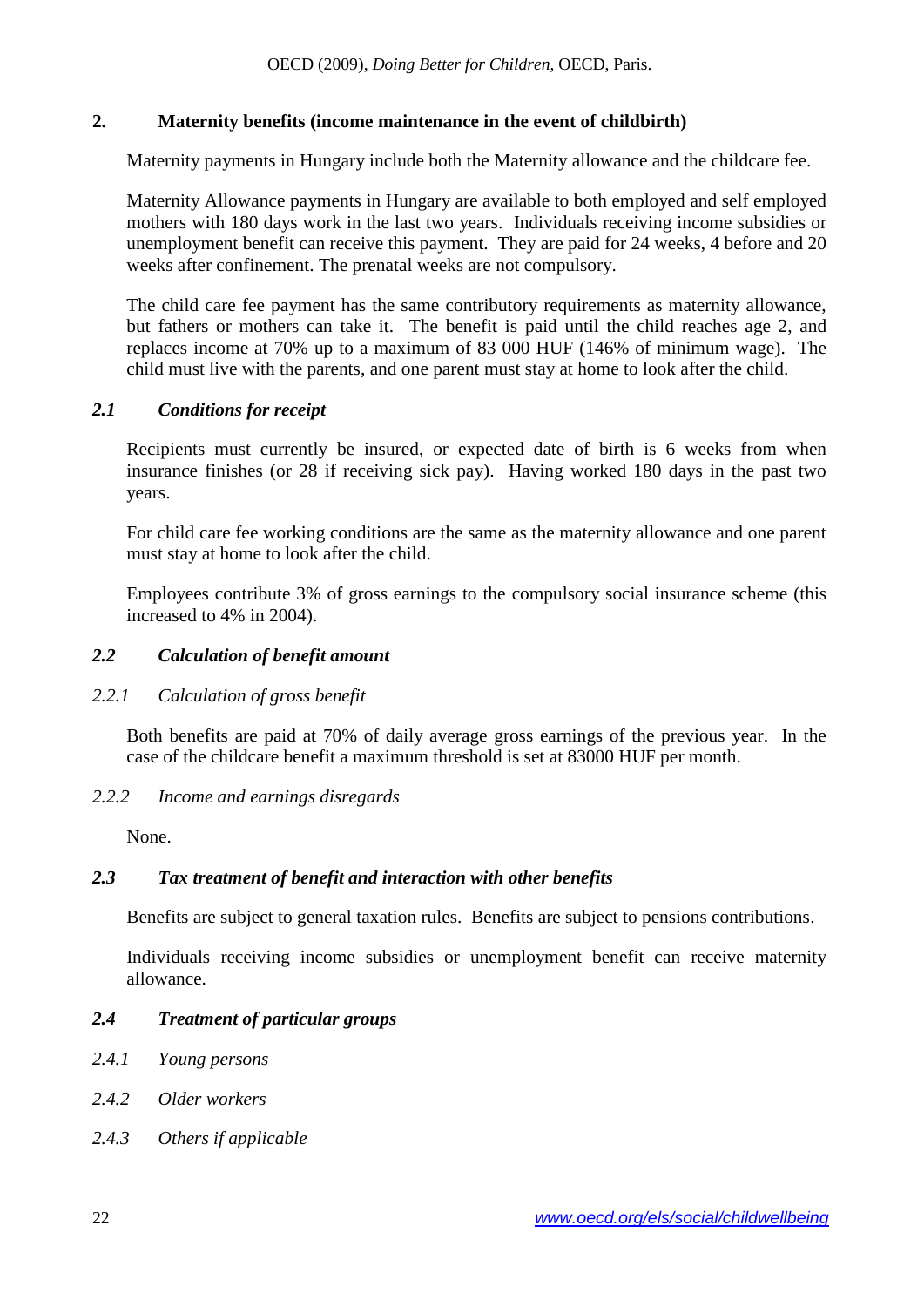## 2. Maternity benefits (income maintenance in the event of childbirth)

Maternity payments in Hungary include both the Maternity allowance and the childcare fee.

Maternity Allowance payments in Hungary are available to both employed and self employed mothers with 180 days work in the last two years. Individuals receiving income subsidies or unemployment benefit can receive this payment. They are paid for 24 weeks, 4 before and 20 weeks after confinement. The prenatal weeks are not compulsory.

The child care fee payment has the same contributory requirements as maternity allowance, but fathers or mothers can take it. The benefit is paid until the child reaches age 2, and replaces income at 70% up to a maximum of 83 000 HUF (146% of minimum wage). The child must live with the parents, and one parent must stay at home to look after the child.

### *2.1 Conditions for receipt*

Recipients must currently be insured, or expected date of birth is 6 weeks from when insurance finishes (or 28 if receiving sick pay). Having worked 180 days in the past two years.

For child care fee working conditions are the same as the maternity allowance and one parent must stay at home to look after the child.

Employees contribute 3% of gross earnings to the compulsory social insurance scheme (this increased to 4% in 2004).

### *2.2 Calculation of benefit amount*

#### *2.2.1 Calculation of gross benefit*

Both benefits are paid at 70% of daily average gross earnings of the previous year. In the case of the childcare benefit a maximum threshold is set at 83000 HUF per month.

#### *2.2.2 Income and earnings disregards*

None.

### *2.3 Tax treatment of benefit and interaction with other benefits*

Benefits are subject to general taxation rules. Benefits are subject to pensions contributions.

Individuals receiving income subsidies or unemployment benefit can receive maternity allowance.

### *2.4 Treatment of particular groups*

#### *2.4.1 Young persons*

#### *2.4.2 Older workers*

#### *2.4.3 Others if applicable*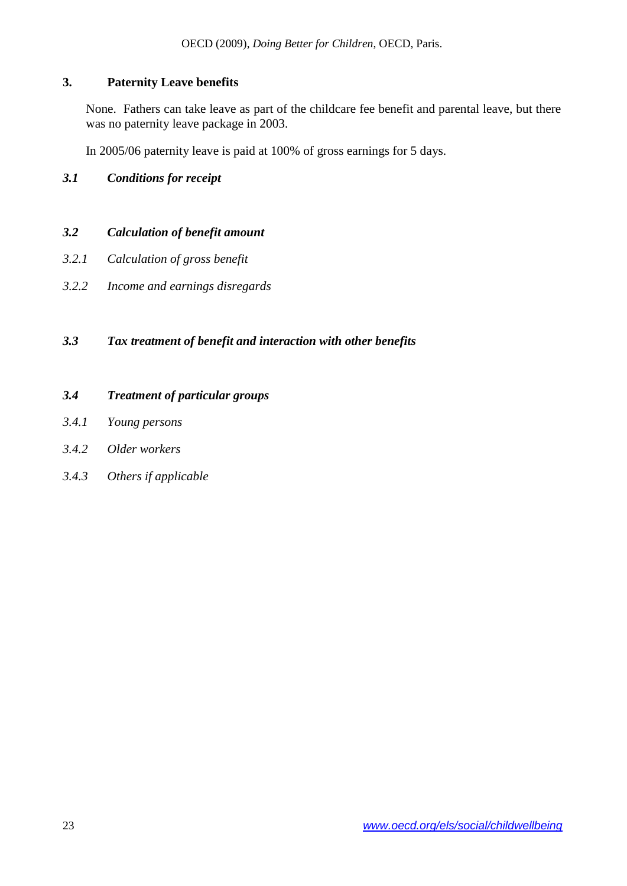## 3. Paternity Leave benefits

None. Fathers can take leave as part of the childcare fee benefit and parental leave, but there was no paternity leave package in 2003.

In 2005/06 paternity leave is paid at 100% of gross earnings for 5 days.

### *3.1 Conditions for receipt*

### *3.2 Calculation of benefit amount*

*3.2.1 Calculation of gross benefit*

*3.2.2 Income and earnings disregards*

### *3.3 Tax treatment of benefit and interaction with other benefits*

### *3.4 Treatment of particular groups*

*3.4.1 Young persons*

*3.4.2 Older workers*

*3.4.3 Others if applicable*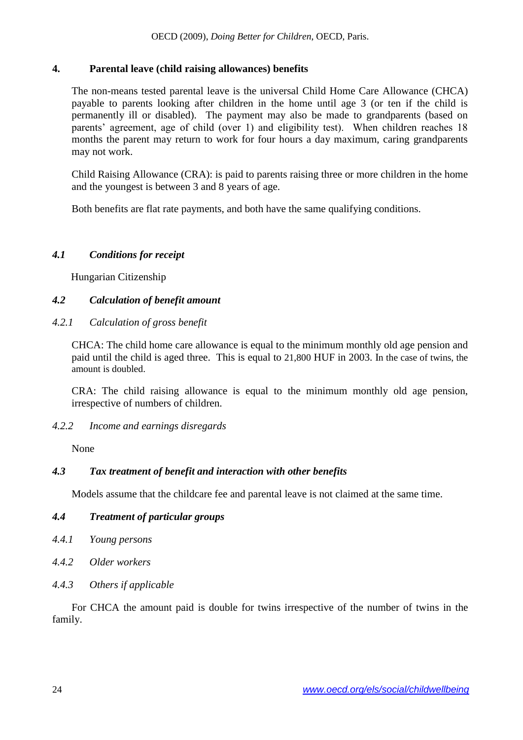## 4. Parental leave (child raising allowances) benefits

The non-means tested parental leave is the universal Child Home Care Allowance (CHCA) payable to parents looking after children in the home until age 3 (or ten if the child is permanently ill or disabled). The payment may also be made to grandparents (based on parents' agreement, age of child (over 1) and eligibility test). When children reaches 18 months the parent may return to work for four hours a day maximum, caring grandparents may not work.

Child Raising Allowance (CRA): is paid to parents raising three or more children in the home and the youngest is between 3 and 8 years of age.

Both benefits are flat rate payments, and both have the same qualifying conditions.

### *4.1 Conditions for receipt*

Hungarian Citizenship

### *4.2 Calculation of benefit amount*

#### *4.2.1 Calculation of gross benefit*

CHCA: The child home care allowance is equal to the minimum monthly old age pension and paid until the child is aged three. This is equal to 21,800 HUF in 2003. In the case of twins, the amount is doubled.

CRA: The child raising allowance is equal to the minimum monthly old age pension, irrespective of numbers of children.

#### *4.2.2 Income and earnings disregards*

None

### *4.3 Tax treatment of benefit and interaction with other benefits*

Models assume that the childcare fee and parental leave is not claimed at the same time.

### *4.4 Treatment of particular groups*

#### *4.4.1 Young persons*

#### *4.4.2 Older workers*

#### *4.4.3 Others if applicable*

For CHCA the amount paid is double for twins irrespective of the number of twins in the family.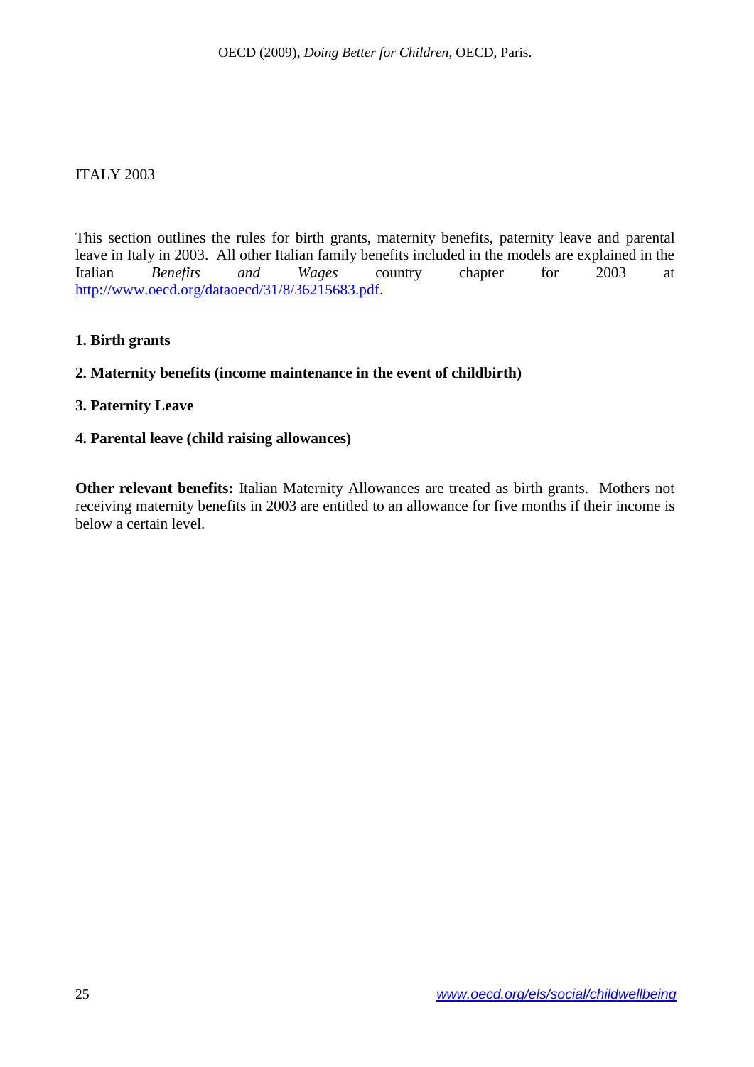ITALY 2003

This section outlines the rules for birth grants, maternity benefits, paternity leave and parental leave in Italy in 2003. All other Italian family benefits included in the models are explained in the Italian *Benefits and Wages* country chapter for 2003 at http://www.oecd.org/dataoecd/31/8/36215683.pdf.

**1. Birth grants**

**2. Maternity benefits (income maintenance in the event of childbirth)**

**3. Paternity Leave**

**4. Parental leave (child raising allowances)**

**Other relevant benefits:** Italian Maternity Allowances are treated as birth grants. Mothers not receiving maternity benefits in 2003 are entitled to an allowance for five months if their income is below a certain level.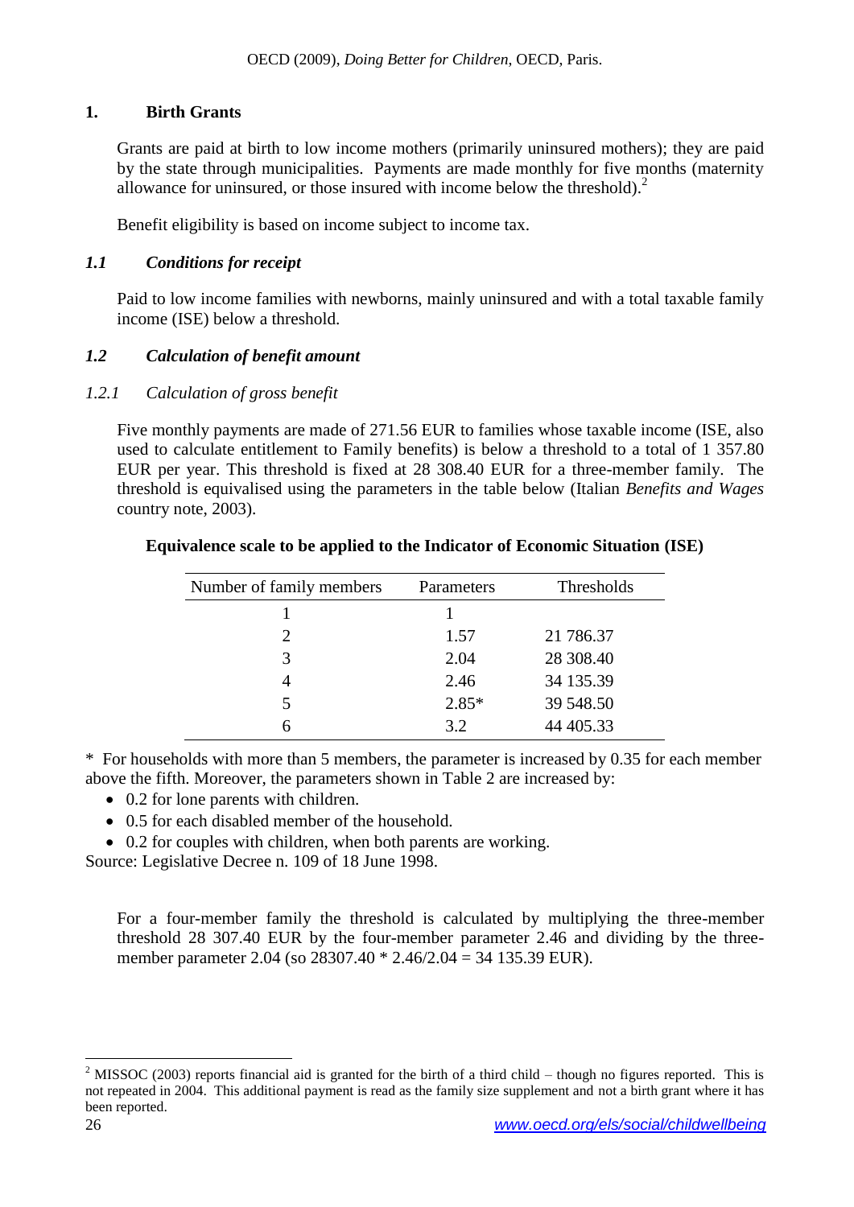## 1. Birth Grants

Grants are paid at birth to low income mothers (primarily uninsured mothers); they are paid by the state through municipalities. Payments are made monthly for five months (maternity allowance for uninsured, or those insured with income below the threshold).[2]

Benefit eligibility is based on income subject to income tax.

### *1.1 Conditions for receipt*

Paid to low income families with newborns, mainly uninsured and with a total taxable family income (ISE) below a threshold.

### *1.2 Calculation of benefit amount*

#### *1.2.1 Calculation of gross benefit*

Five monthly payments are made of 271.56 EUR to families whose taxable income (ISE, also used to calculate entitlement to Family benefits) is below a threshold to a total of 1 357.80 EUR per year. This threshold is fixed at 28 308.40 EUR for a three-member family. The threshold is equivalised using the parameters in the table below (Italian *Benefits and Wages* country note, 2003).

**Equivalence scale to be applied to the Indicator of Economic Situation (ISE)**

| Number of family members | Parameters | Thresholds |
|---|---|---|
| 1 | 1 | |
| 2 | 1.57 | 21 786.37 |
| 3 | 2.04 | 28 308.40 |
| 4 | 2.46 | 34 135.39 |
| 5 | 2.85* | 39 548.50 |
| 6 | 3.2 | 44 405.33 |

\* For households with more than 5 members, the parameter is increased by 0.35 for each member above the fifth. Moreover, the parameters shown in Table 2 are increased by:

- 0.2 for lone parents with children.
- 0.5 for each disabled member of the household.
- 0.2 for couples with children, when both parents are working.

Source: Legislative Decree n. 109 of 18 June 1998.

For a four-member family the threshold is calculated by multiplying the three-member threshold 28 307.40 EUR by the four-member parameter 2.46 and dividing by the three-member parameter 2.04 (so 28307.40 * 2.46/2.04 = 34 135.39 EUR).

---

[2] MISSOC (2003) reports financial aid is granted for the birth of a third child – though no figures reported. This is not repeated in 2004. This additional payment is read as the family size supplement and not a birth grant where it has been reported.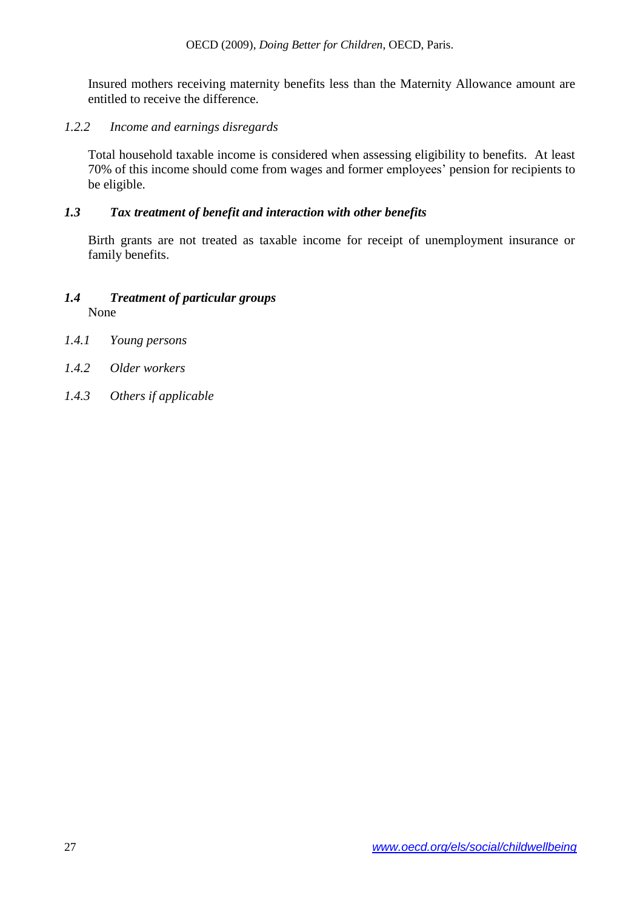Insured mothers receiving maternity benefits less than the Maternity Allowance amount are entitled to receive the difference.

### *1.2.2 Income and earnings disregards*

Total household taxable income is considered when assessing eligibility to benefits. At least 70% of this income should come from wages and former employees' pension for recipients to be eligible.

## ***1.3 Tax treatment of benefit and interaction with other benefits***

Birth grants are not treated as taxable income for receipt of unemployment insurance or family benefits.

## ***1.4 Treatment of particular groups***

None

### *1.4.1 Young persons*

### *1.4.2 Older workers*

### *1.4.3 Others if applicable*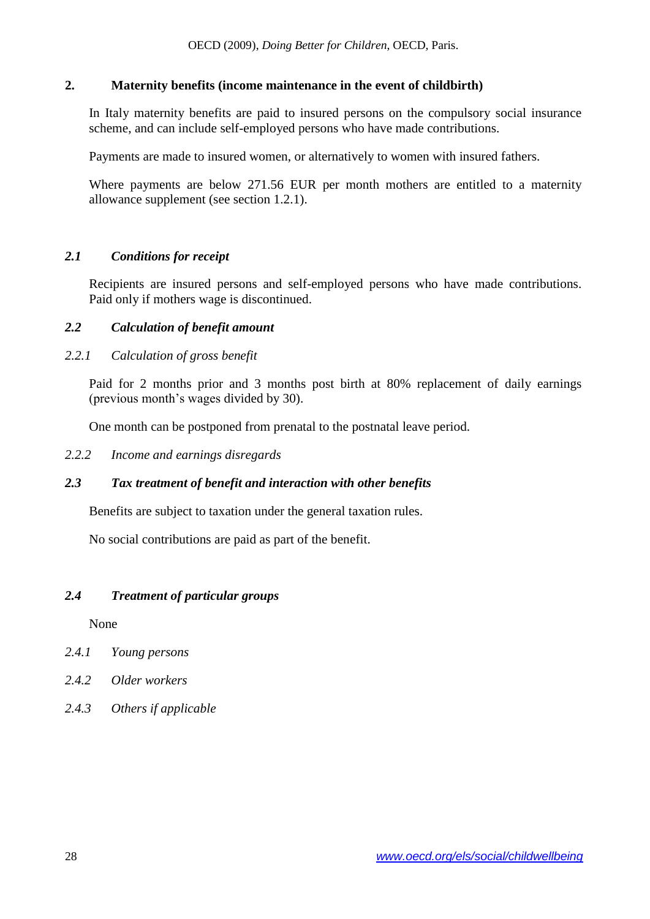## 2. Maternity benefits (income maintenance in the event of childbirth)

In Italy maternity benefits are paid to insured persons on the compulsory social insurance scheme, and can include self-employed persons who have made contributions.

Payments are made to insured women, or alternatively to women with insured fathers.

Where payments are below 271.56 EUR per month mothers are entitled to a maternity allowance supplement (see section 1.2.1).

### *2.1 Conditions for receipt*

Recipients are insured persons and self-employed persons who have made contributions. Paid only if mothers wage is discontinued.

### *2.2 Calculation of benefit amount*

#### *2.2.1 Calculation of gross benefit*

Paid for 2 months prior and 3 months post birth at 80% replacement of daily earnings (previous month's wages divided by 30).

One month can be postponed from prenatal to the postnatal leave period.

#### *2.2.2 Income and earnings disregards*

### *2.3 Tax treatment of benefit and interaction with other benefits*

Benefits are subject to taxation under the general taxation rules.

No social contributions are paid as part of the benefit.

### *2.4 Treatment of particular groups*

None

#### *2.4.1 Young persons*

#### *2.4.2 Older workers*

#### *2.4.3 Others if applicable*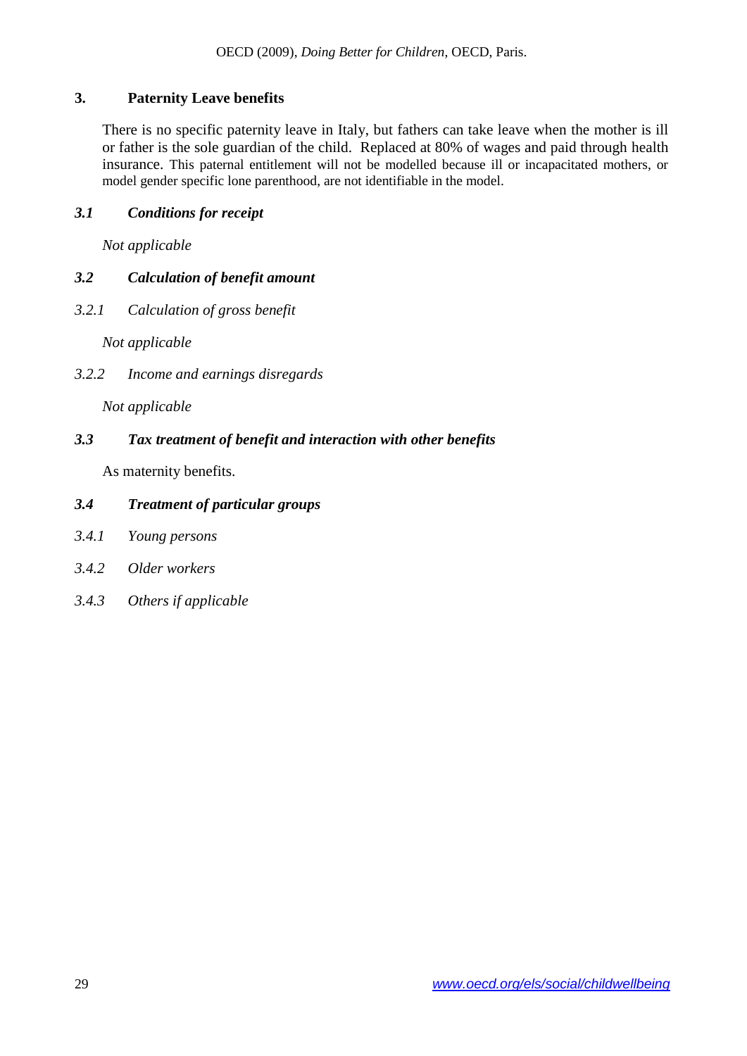## 3. Paternity Leave benefits

There is no specific paternity leave in Italy, but fathers can take leave when the mother is ill or father is the sole guardian of the child. Replaced at 80% of wages and paid through health insurance. This paternal entitlement will not be modelled because ill or incapacitated mothers, or model gender specific lone parenthood, are not identifiable in the model.

### *3.1 Conditions for receipt*

*Not applicable*

### *3.2 Calculation of benefit amount*

#### *3.2.1 Calculation of gross benefit*

*Not applicable*

#### *3.2.2 Income and earnings disregards*

*Not applicable*

### *3.3 Tax treatment of benefit and interaction with other benefits*

As maternity benefits.

### *3.4 Treatment of particular groups*

#### *3.4.1 Young persons*

#### *3.4.2 Older workers*

#### *3.4.3 Others if applicable*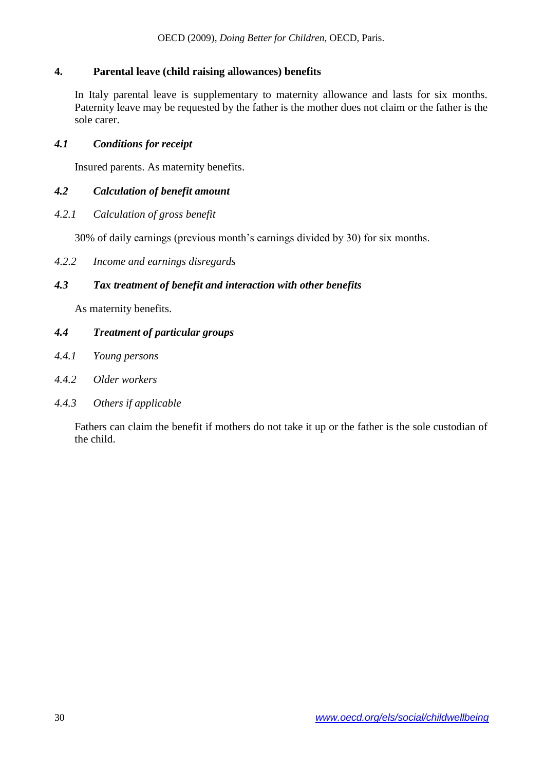## 4. Parental leave (child raising allowances) benefits

In Italy parental leave is supplementary to maternity allowance and lasts for six months. Paternity leave may be requested by the father is the mother does not claim or the father is the sole carer.

### *4.1 Conditions for receipt*

Insured parents. As maternity benefits.

### *4.2 Calculation of benefit amount*

*4.2.1 Calculation of gross benefit*

30% of daily earnings (previous month's earnings divided by 30) for six months.

*4.2.2 Income and earnings disregards*

### *4.3 Tax treatment of benefit and interaction with other benefits*

As maternity benefits.

### *4.4 Treatment of particular groups*

*4.4.1 Young persons*

*4.4.2 Older workers*

*4.4.3 Others if applicable*

Fathers can claim the benefit if mothers do not take it up or the father is the sole custodian of the child.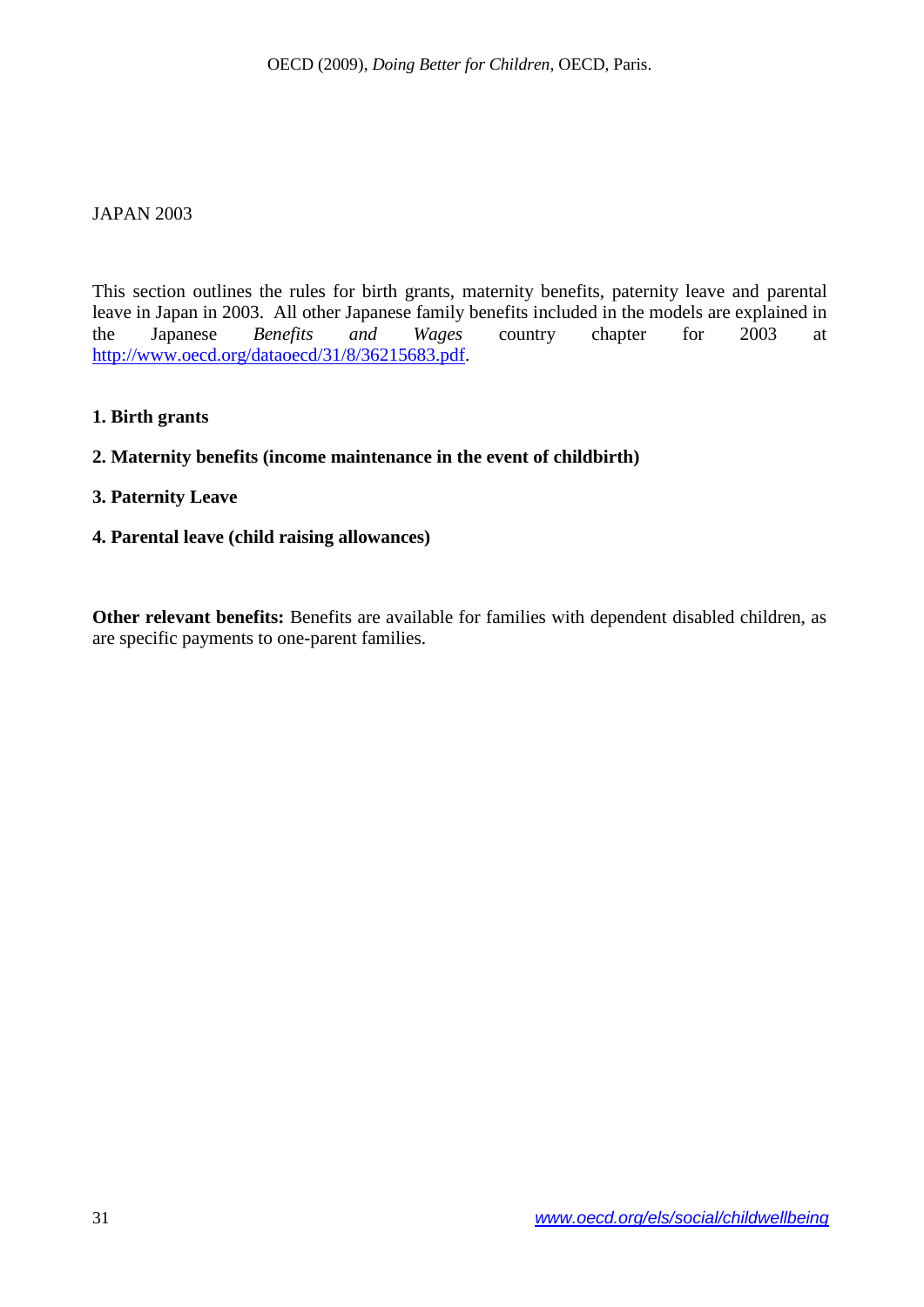JAPAN 2003

This section outlines the rules for birth grants, maternity benefits, paternity leave and parental leave in Japan in 2003. All other Japanese family benefits included in the models are explained in the Japanese *Benefits and Wages* country chapter for 2003 at http://www.oecd.org/dataoecd/31/8/36215683.pdf.

**1. Birth grants**

**2. Maternity benefits (income maintenance in the event of childbirth)**

**3. Paternity Leave**

**4. Parental leave (child raising allowances)**

**Other relevant benefits:** Benefits are available for families with dependent disabled children, as are specific payments to one-parent families.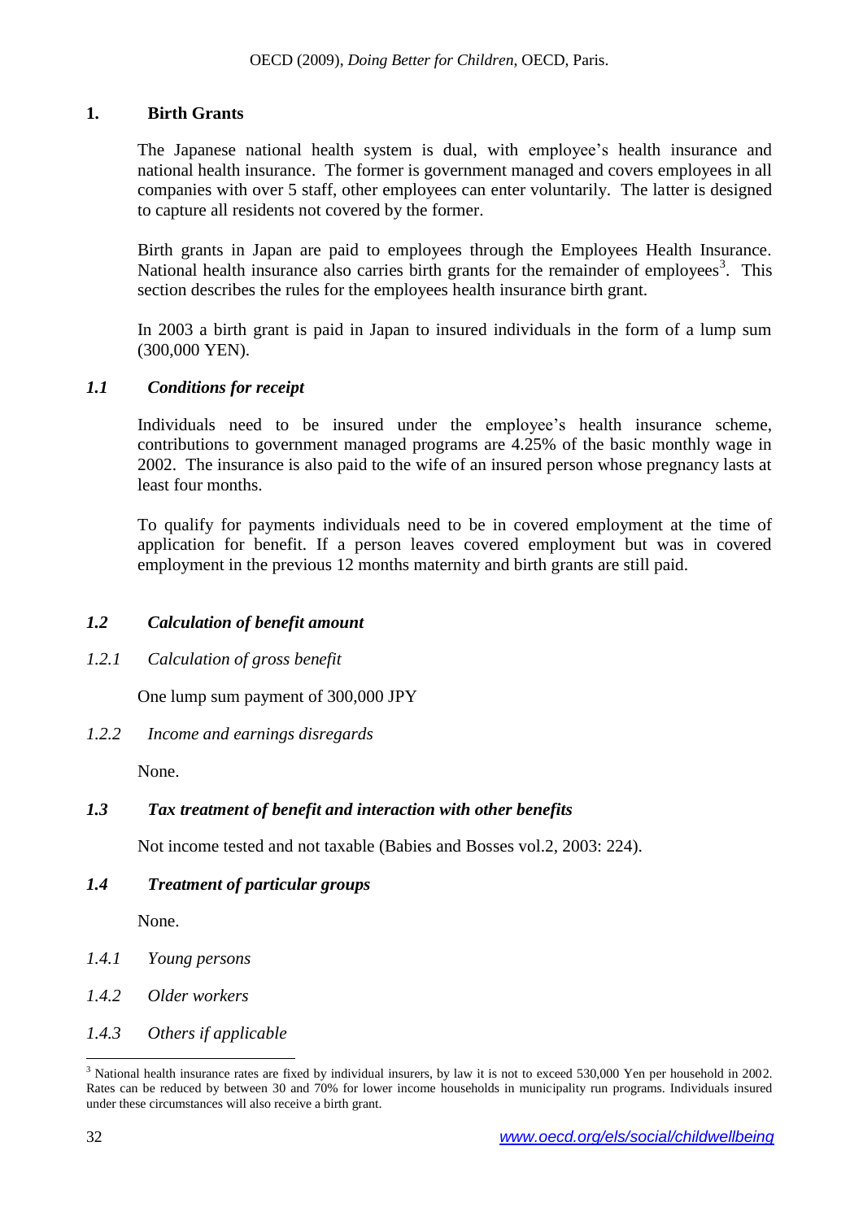## 1. Birth Grants

The Japanese national health system is dual, with employee's health insurance and national health insurance. The former is government managed and covers employees in all companies with over 5 staff, other employees can enter voluntarily. The latter is designed to capture all residents not covered by the former.

Birth grants in Japan are paid to employees through the Employees Health Insurance. National health insurance also carries birth grants for the remainder of employees[3]. This section describes the rules for the employees health insurance birth grant.

In 2003 a birth grant is paid in Japan to insured individuals in the form of a lump sum (300,000 YEN).

### *1.1 Conditions for receipt*

Individuals need to be insured under the employee's health insurance scheme, contributions to government managed programs are 4.25% of the basic monthly wage in 2002. The insurance is also paid to the wife of an insured person whose pregnancy lasts at least four months.

To qualify for payments individuals need to be in covered employment at the time of application for benefit. If a person leaves covered employment but was in covered employment in the previous 12 months maternity and birth grants are still paid.

### *1.2 Calculation of benefit amount*

#### *1.2.1 Calculation of gross benefit*

One lump sum payment of 300,000 JPY

#### *1.2.2 Income and earnings disregards*

None.

### *1.3 Tax treatment of benefit and interaction with other benefits*

Not income tested and not taxable (Babies and Bosses vol.2, 2003: 224).

### *1.4 Treatment of particular groups*

None.

#### *1.4.1 Young persons*

#### *1.4.2 Older workers*

#### *1.4.3 Others if applicable*

[3] National health insurance rates are fixed by individual insurers, by law it is not to exceed 530,000 Yen per household in 2002. Rates can be reduced by between 30 and 70% for lower income households in municipality run programs. Individuals insured under these circumstances will also receive a birth grant.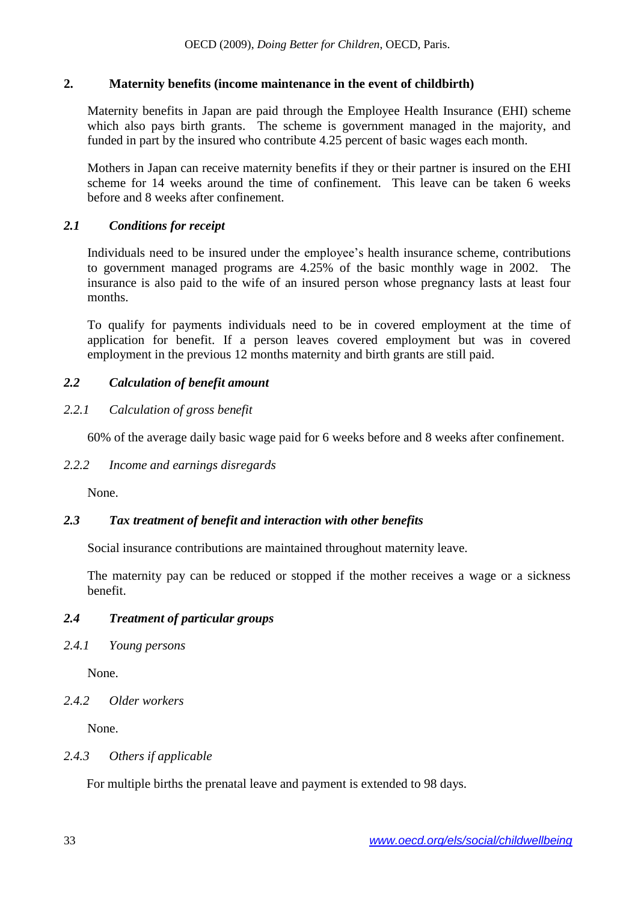## 2. Maternity benefits (income maintenance in the event of childbirth)

Maternity benefits in Japan are paid through the Employee Health Insurance (EHI) scheme which also pays birth grants. The scheme is government managed in the majority, and funded in part by the insured who contribute 4.25 percent of basic wages each month.

Mothers in Japan can receive maternity benefits if they or their partner is insured on the EHI scheme for 14 weeks around the time of confinement. This leave can be taken 6 weeks before and 8 weeks after confinement.

### *2.1 Conditions for receipt*

Individuals need to be insured under the employee's health insurance scheme, contributions to government managed programs are 4.25% of the basic monthly wage in 2002. The insurance is also paid to the wife of an insured person whose pregnancy lasts at least four months.

To qualify for payments individuals need to be in covered employment at the time of application for benefit. If a person leaves covered employment but was in covered employment in the previous 12 months maternity and birth grants are still paid.

### *2.2 Calculation of benefit amount*

#### *2.2.1 Calculation of gross benefit*

60% of the average daily basic wage paid for 6 weeks before and 8 weeks after confinement.

#### *2.2.2 Income and earnings disregards*

None.

### *2.3 Tax treatment of benefit and interaction with other benefits*

Social insurance contributions are maintained throughout maternity leave.

The maternity pay can be reduced or stopped if the mother receives a wage or a sickness benefit.

### *2.4 Treatment of particular groups*

#### *2.4.1 Young persons*

None.

#### *2.4.2 Older workers*

None.

#### *2.4.3 Others if applicable*

For multiple births the prenatal leave and payment is extended to 98 days.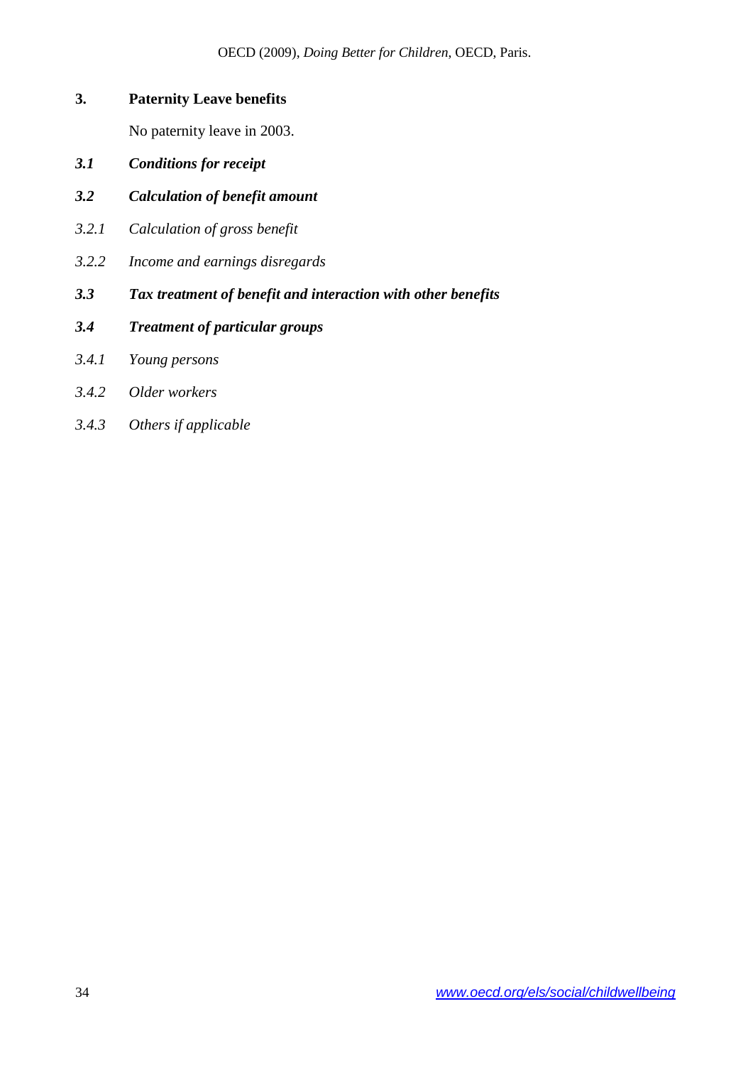## 3. Paterniy Leave benefits

No paternity leave in 2003.

### *3.1 Conditions for receipt*

### *3.2 Calculation of benefit amount*

*3.2.1 Calculation of gross benefit*

*3.2.2 Income and earnings disregards*

### *3.3 Tax treatment of benefit and interaction with other benefits*

### *3.4 Treatment of particular groups*

*3.4.1 Young persons*

*3.4.2 Older workers*

*3.4.3 Others if applicable*

## 3. Paternity Leave benefits

No paternity leave in 2003.

### *3.1 Conditions for receipt*

### *3.2 Calculation of benefit amount*

*3.2.1 Calculation of gross benefit*

*3.2.2 Income and earnings disregards*

### *3.3 Tax treatment of benefit and interaction with other benefits*

### *3.4 Treatment of particular groups*

*3.4.1 Young persons*

*3.4.2 Older workers*

*3.4.3 Others if applicable*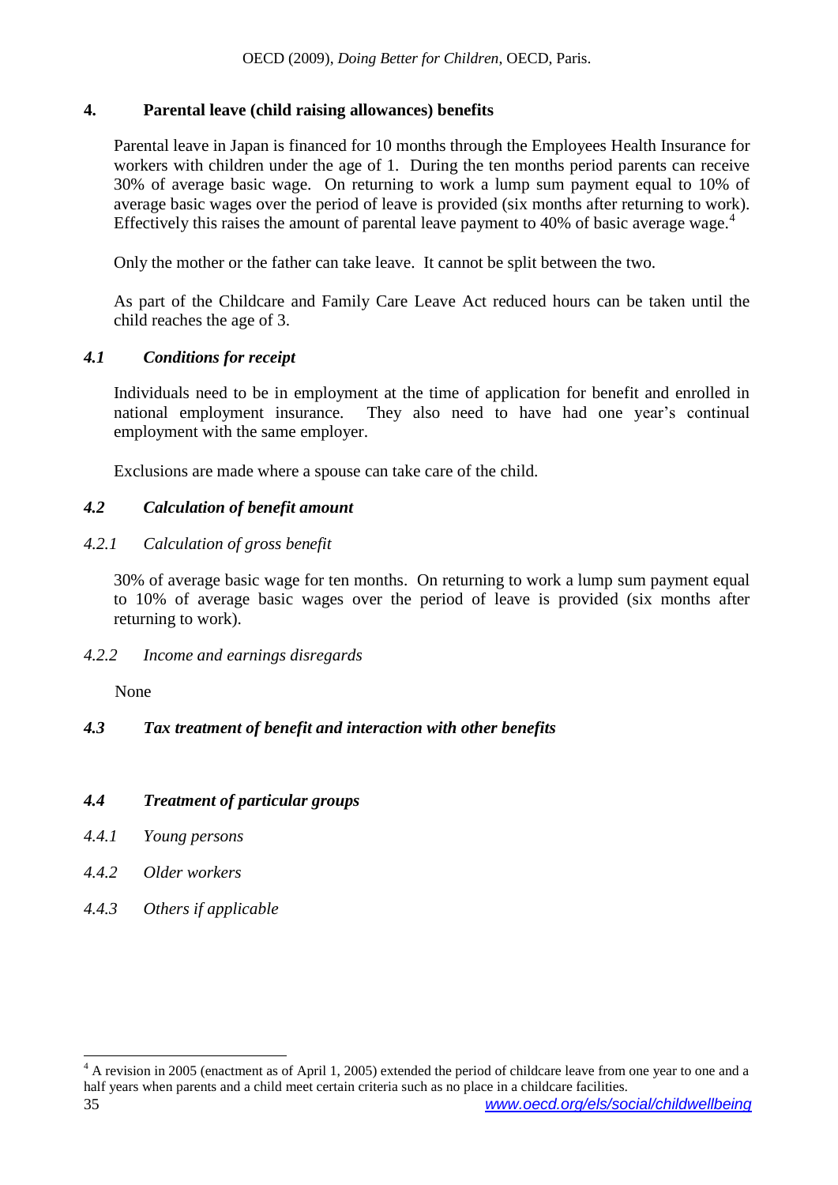## 4. Parental leave (child raising allowances) benefits

Parental leave in Japan is financed for 10 months through the Employees Health Insurance for workers with children under the age of 1. During the ten months period parents can receive 30% of average basic wage. On returning to work a lump sum payment equal to 10% of average basic wages over the period of leave is provided (six months after returning to work). Effectively this raises the amount of parental leave payment to 40% of basic average wage.[4]

Only the mother or the father can take leave. It cannot be split between the two.

As part of the Childcare and Family Care Leave Act reduced hours can be taken until the child reaches the age of 3.

### *4.1 Conditions for receipt*

Individuals need to be in employment at the time of application for benefit and enrolled in national employment insurance. They also need to have had one year's continual employment with the same employer.

Exclusions are made where a spouse can take care of the child.

### *4.2 Calculation of benefit amount*

#### *4.2.1 Calculation of gross benefit*

30% of average basic wage for ten months. On returning to work a lump sum payment equal to 10% of average basic wages over the period of leave is provided (six months after returning to work).

#### *4.2.2 Income and earnings disregards*

None

### *4.3 Tax treatment of benefit and interaction with other benefits*

### *4.4 Treatment of particular groups*

#### *4.4.1 Young persons*

#### *4.4.2 Older workers*

#### *4.4.3 Others if applicable*

---

[4] A revision in 2005 (enactment as of April 1, 2005) extended the period of childcare leave from one year to one and a half years when parents and a child meet certain criteria such as no place in a childcare facilities.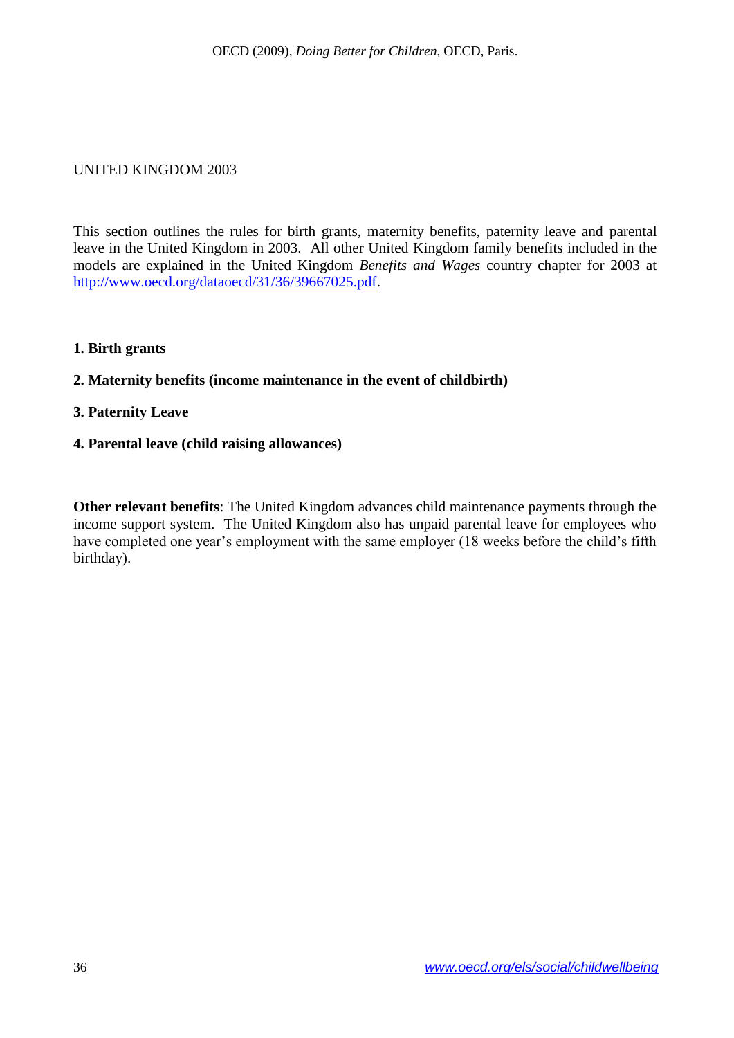UNITED KINGDOM 2003

This section outlines the rules for birth grants, maternity benefits, paternity leave and parental leave in the United Kingdom in 2003. All other United Kingdom family benefits included in the models are explained in the United Kingdom *Benefits and Wages* country chapter for 2003 at http://www.oecd.org/dataoecd/31/36/39667025.pdf.

**1. Birth grants**

**2. Maternity benefits (income maintenance in the event of childbirth)**

**3. Paternity Leave**

**4. Parental leave (child raising allowances)**

**Other relevant benefits**: The United Kingdom advances child maintenance payments through the income support system. The United Kingdom also has unpaid parental leave for employees who have completed one year's employment with the same employer (18 weeks before the child's fifth birthday).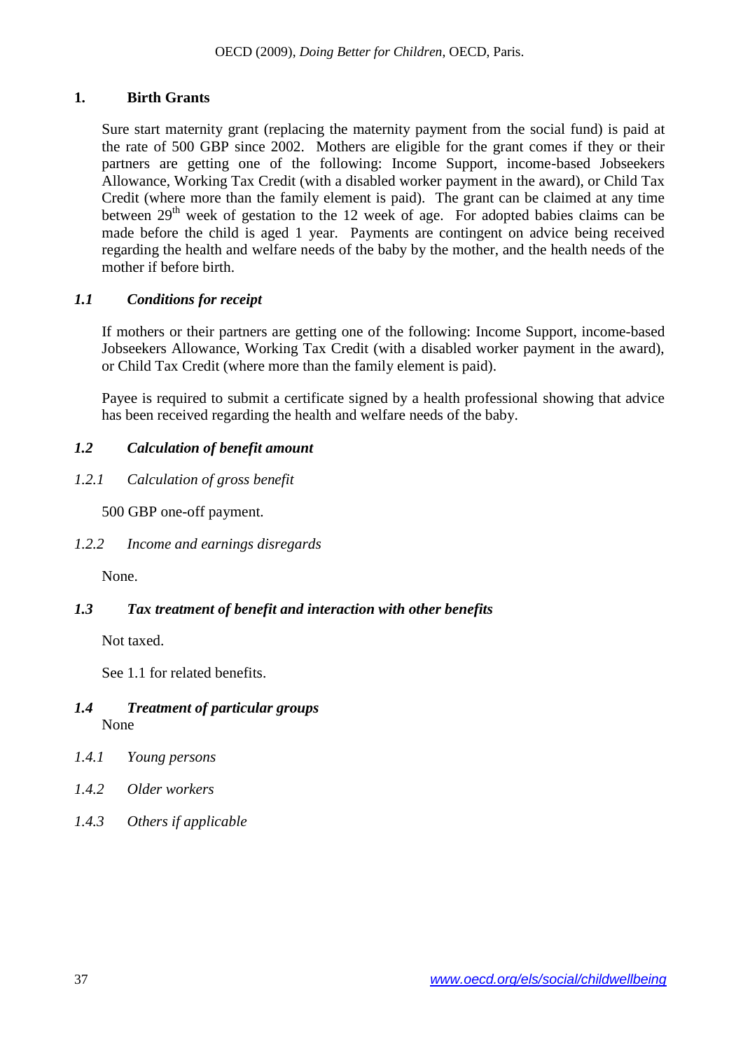## 1. Birth Grants

Sure start maternity grant (replacing the maternity payment from the social fund) is paid at the rate of 500 GBP since 2002. Mothers are eligible for the grant comes if they or their partners are getting one of the following: Income Support, income-based Jobseekers Allowance, Working Tax Credit (with a disabled worker payment in the award), or Child Tax Credit (where more than the family element is paid). The grant can be claimed at any time between $29^{th}$ week of gestation to the 12 week of age. For adopted babies claims can be made before the child is aged 1 year. Payments are contingent on advice being received regarding the health and welfare needs of the baby by the mother, and the health needs of the mother if before birth.

### *1.1 Conditions for receipt*

If mothers or their partners are getting one of the following: Income Support, income-based Jobseekers Allowance, Working Tax Credit (with a disabled worker payment in the award), or Child Tax Credit (where more than the family element is paid).

Payee is required to submit a certificate signed by a health professional showing that advice has been received regarding the health and welfare needs of the baby.

### *1.2 Calculation of benefit amount*

#### *1.2.1 Calculation of gross benefit*

500 GBP one-off payment.

#### *1.2.2 Income and earnings disregards*

None.

### *1.3 Tax treatment of benefit and interaction with other benefits*

Not taxed.

See 1.1 for related benefits.

### *1.4 Treatment of particular groups*

None

#### *1.4.1 Young persons*

#### *1.4.2 Older workers*

#### *1.4.3 Others if applicable*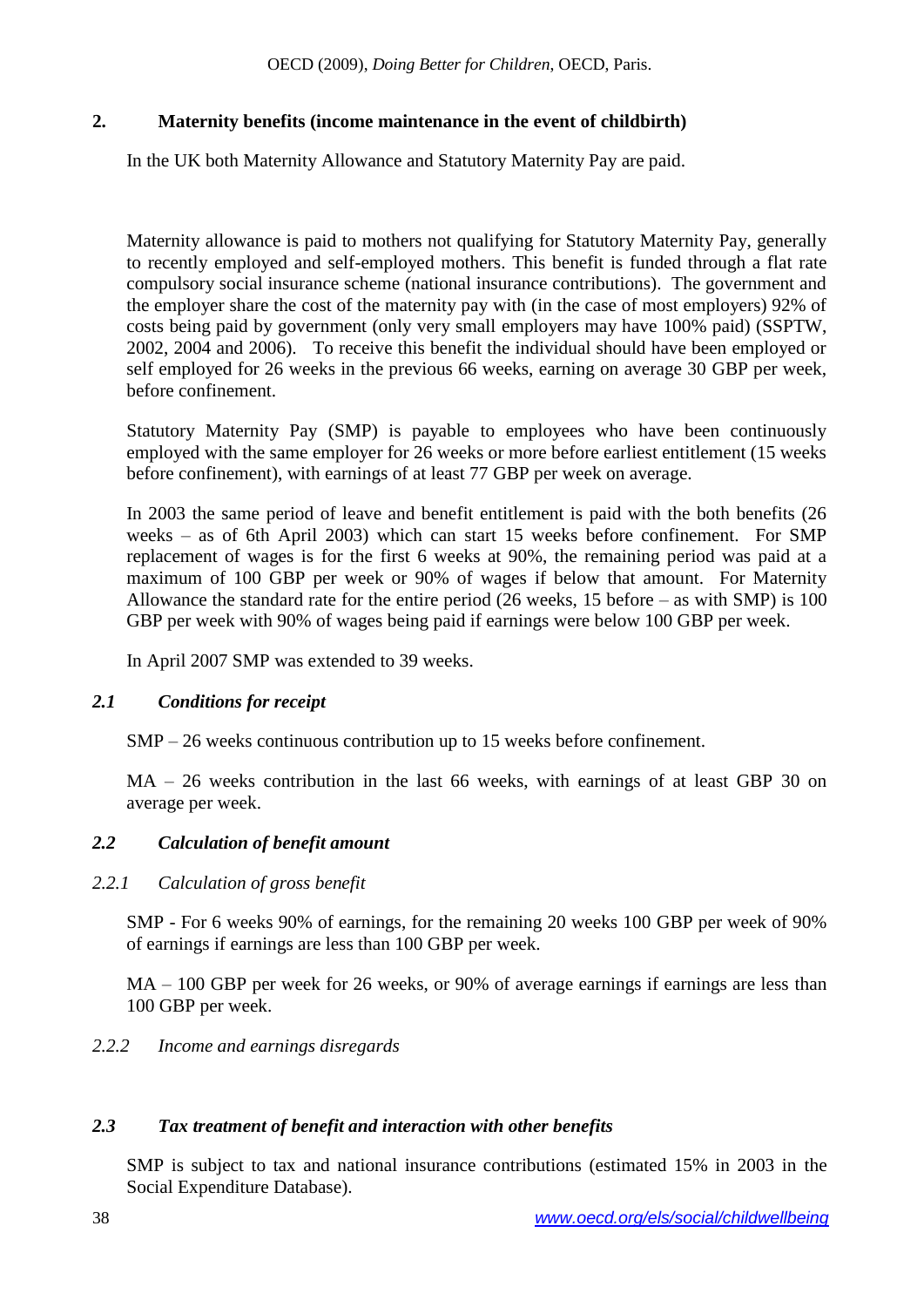## 2. Maternity benefits (income maintenance in the event of childbirth)

In the UK both Maternity Allowance and Statutory Maternity Pay are paid.

Maternity allowance is paid to mothers not qualifying for Statutory Maternity Pay, generally to recently employed and self-employed mothers. This benefit is funded through a flat rate compulsory social insurance scheme (national insurance contributions). The government and the employer share the cost of the maternity pay with (in the case of most employers) 92% of costs being paid by government (only very small employers may have 100% paid) (SSPTW, 2002, 2004 and 2006). To receive this benefit the individual should have been employed or self employed for 26 weeks in the previous 66 weeks, earning on average 30 GBP per week, before confinement.

Statutory Maternity Pay (SMP) is payable to employees who have been continuously employed with the same employer for 26 weeks or more before earliest entitlement (15 weeks before confinement), with earnings of at least 77 GBP per week on average.

In 2003 the same period of leave and benefit entitlement is paid with the both benefits (26 weeks – as of 6th April 2003) which can start 15 weeks before confinement. For SMP replacement of wages is for the first 6 weeks at 90%, the remaining period was paid at a maximum of 100 GBP per week or 90% of wages if below that amount. For Maternity Allowance the standard rate for the entire period (26 weeks, 15 before – as with SMP) is 100 GBP per week with 90% of wages being paid if earnings were below 100 GBP per week.

In April 2007 SMP was extended to 39 weeks.

### *2.1 Conditions for receipt*

SMP – 26 weeks continuous contribution up to 15 weeks before confinement.

MA – 26 weeks contribution in the last 66 weeks, with earnings of at least GBP 30 on average per week.

### *2.2 Calculation of benefit amount*

#### *2.2.1 Calculation of gross benefit*

SMP - For 6 weeks 90% of earnings, for the remaining 20 weeks 100 GBP per week of 90% of earnings if earnings are less than 100 GBP per week.

MA – 100 GBP per week for 26 weeks, or 90% of average earnings if earnings are less than 100 GBP per week.

#### *2.2.2 Income and earnings disregards*

### *2.3 Tax treatment of benefit and interaction with other benefits*

SMP is subject to tax and national insurance contributions (estimated 15% in 2003 in the Social Expenditure Database).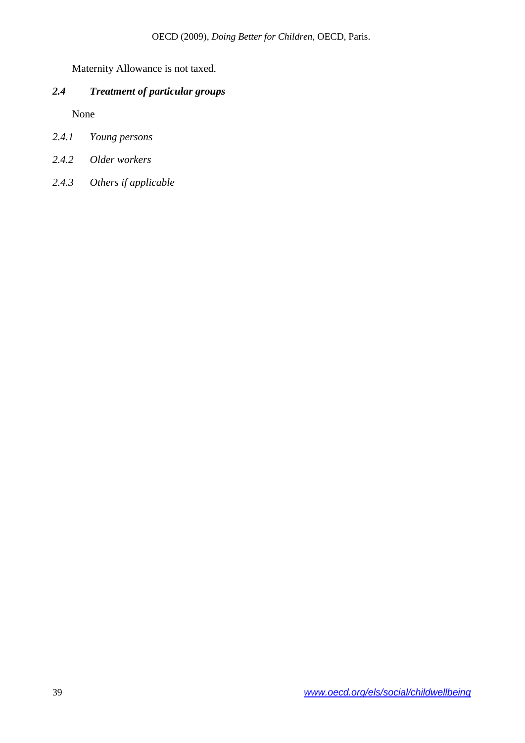Maternity Allowance is not taxed.

### *2.4 Treatment of particular groups*

None

#### *2.4.1 Young persons*

#### *2.4.2 Older workers*

#### *2.4.3 Others if applicable*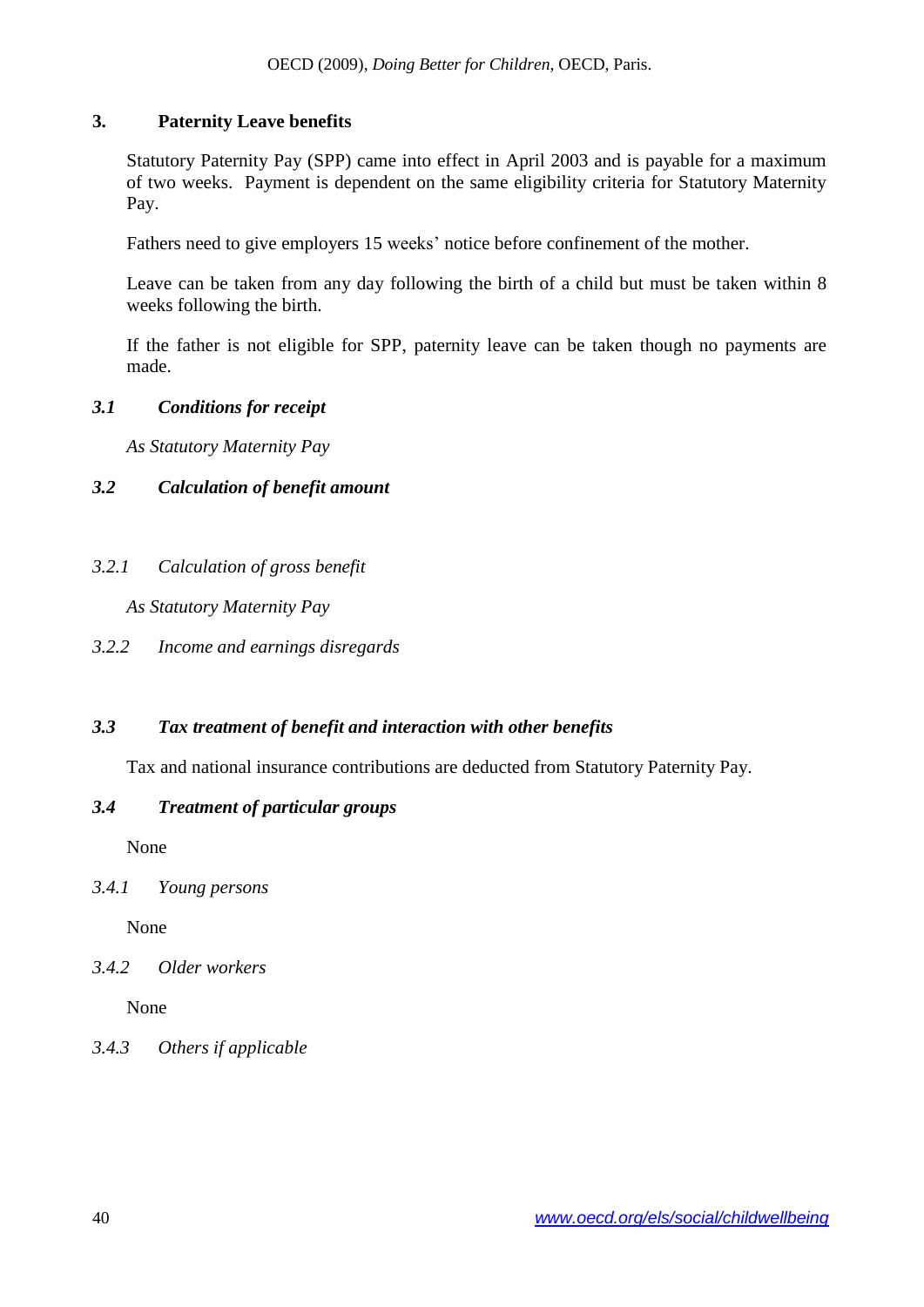## 3. Paterniy Leave benefits

## 3. Paternity Leave benefits

Statutory Paternity Pay (SPP) came into effect in April 2003 and is payable for a maximum of two weeks. Payment is dependent on the same eligibility criteria for Statutory Maternity Pay.

Fathers need to give employers 15 weeks' notice before confinement of the mother.

Leave can be taken from any day following the birth of a child but must be taken within 8 weeks following the birth.

If the father is not eligible for SPP, paternity leave can be taken though no payments are made.

### *3.1 Conditions for receipt*

*As Statutory Maternity Pay*

### *3.2 Calculation of benefit amount*

#### *3.2.1 Calculation of gross benefit*

*As Statutory Maternity Pay*

#### *3.2.2 Income and earnings disregards*

### *3.3 Tax treatment of benefit and interaction with other benefits*

Tax and national insurance contributions are deducted from Statutory Paternity Pay.

### *3.4 Treatment of particular groups*

None

#### *3.4.1 Young persons*

None

#### *3.4.2 Older workers*

None

#### *3.4.3 Others if applicable*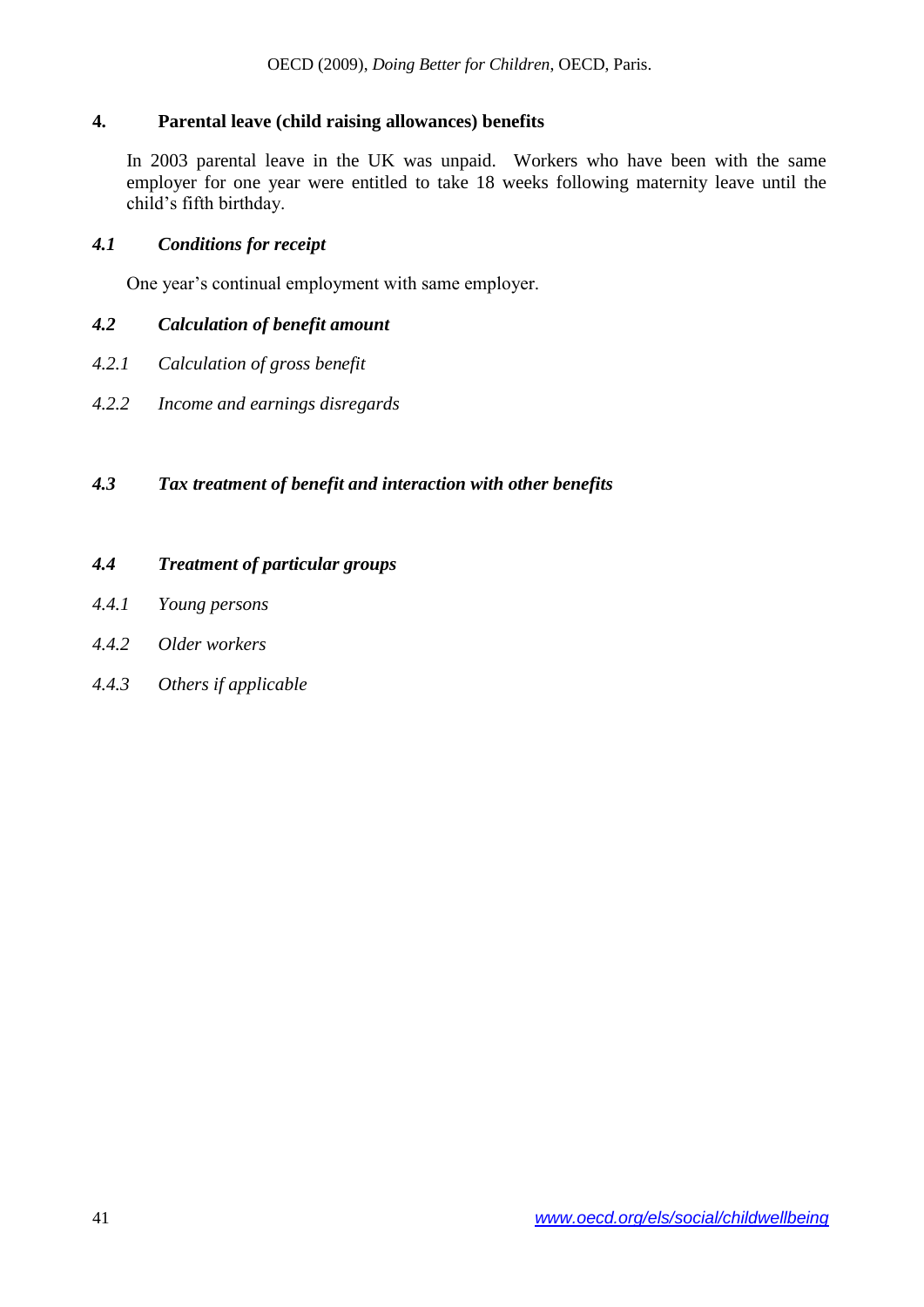## 4. Parental leave (child raising allowances) benefits

In 2003 parental leave in the UK was unpaid. Workers who have been with the same employer for one year were entitled to take 18 weeks following maternity leave until the child's fifth birthday.

### *4.1 Conditions for receipt*

One year's continual employment with same employer.

### *4.2 Calculation of benefit amount*

*4.2.1 Calculation of gross benefit*

*4.2.2 Income and earnings disregards*

### *4.3 Tax treatment of benefit and interaction with other benefits*

### *4.4 Treatment of particular groups*

*4.4.1 Young persons*

*4.4.2 Older workers*

*4.4.3 Others if applicable*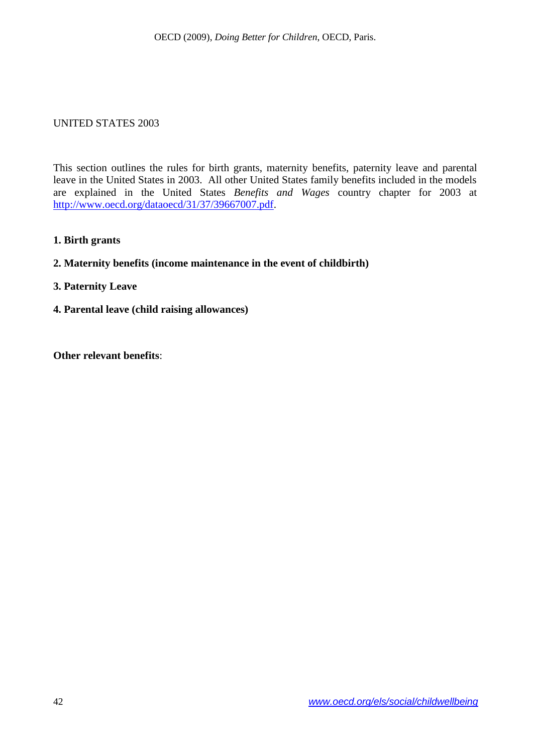UNITED STATES 2003

This section outlines the rules for birth grants, maternity benefits, paternity leave and parental leave in the United States in 2003. All other United States family benefits included in the models are explained in the United States *Benefits and Wages* country chapter for 2003 at http://www.oecd.org/dataoecd/31/37/39667007.pdf.

**1. Birth grants**

**2. Maternity benefits (income maintenance in the event of childbirth)**

**3. Paternity Leave**

**4. Parental leave (child raising allowances)**

**Other relevant benefits**: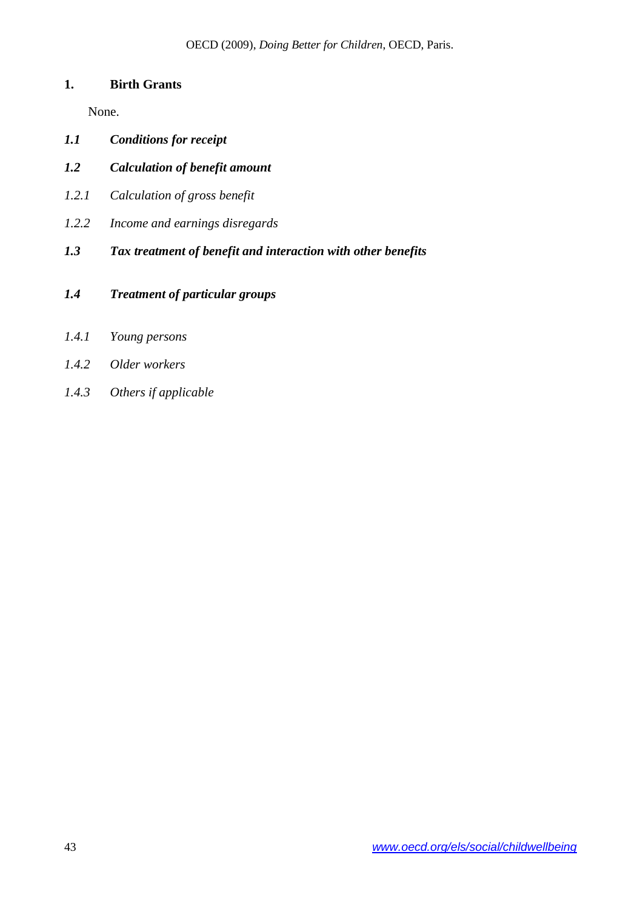## 1. Birth Grants

None.

### *1.1 Conditions for receipt*

### *1.2 Calculation of benefit amount*

*1.2.1 Calculation of gross benefit*

*1.2.2 Income and earnings disregards*

### *1.3 Tax treatment of benefit and interaction with other benefits*

### *1.4 Treatment of particular groups*

*1.4.1 Young persons*

*1.4.2 Older workers*

*1.4.3 Others if applicable*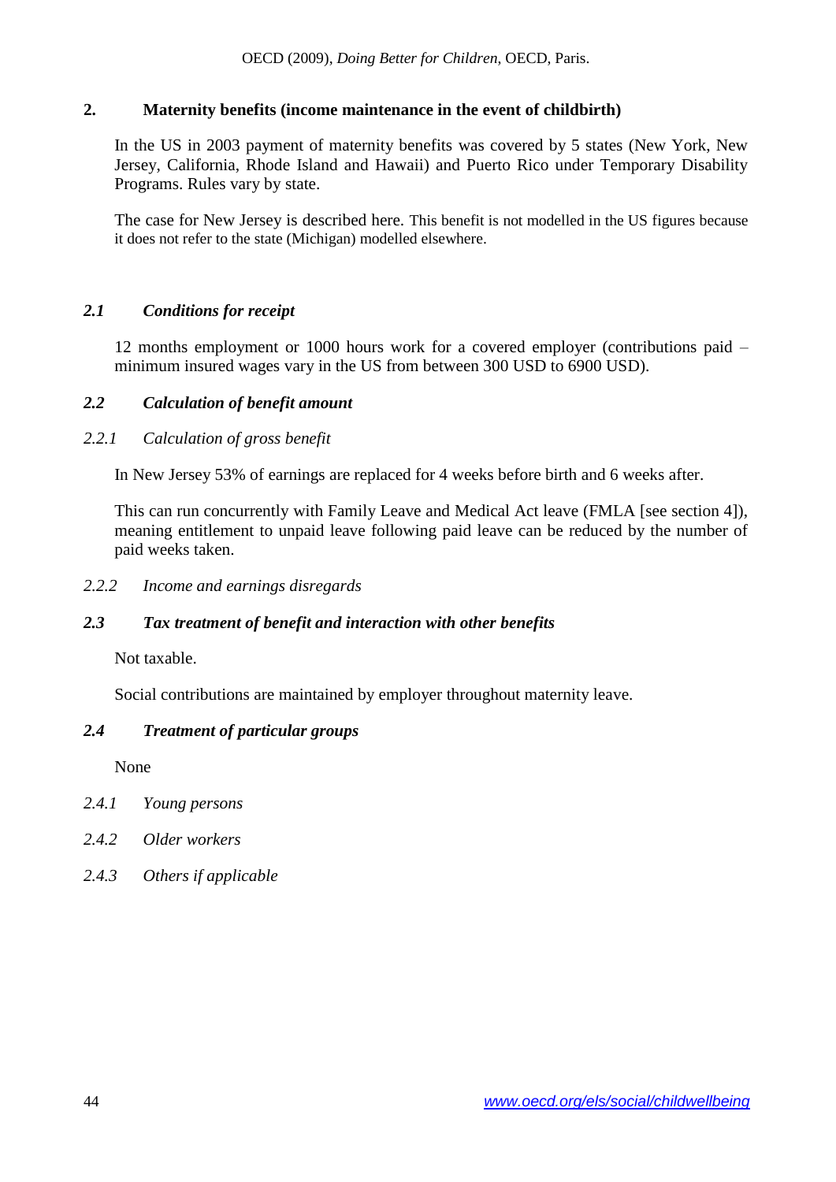## 2. Maternity benefits (income maintenance in the event of childbirth)

In the US in 2003 payment of maternity benefits was covered by 5 states (New York, New Jersey, California, Rhode Island and Hawaii) and Puerto Rico under Temporary Disability Programs. Rules vary by state.

The case for New Jersey is described here. This benefit is not modelled in the US figures because it does not refer to the state (Michigan) modelled elsewhere.

### *2.1 Conditions for receipt*

12 months employment or 1000 hours work for a covered employer (contributions paid – minimum insured wages vary in the US from between 300 USD to 6900 USD).

### *2.2 Calculation of benefit amount*

#### *2.2.1 Calculation of gross benefit*

In New Jersey 53% of earnings are replaced for 4 weeks before birth and 6 weeks after.

This can run concurrently with Family Leave and Medical Act leave (FMLA [see section 4]), meaning entitlement to unpaid leave following paid leave can be reduced by the number of paid weeks taken.

#### *2.2.2 Income and earnings disregards*

### *2.3 Tax treatment of benefit and interaction with other benefits*

Not taxable.

Social contributions are maintained by employer throughout maternity leave.

### *2.4 Treatment of particular groups*

None

#### *2.4.1 Young persons*

#### *2.4.2 Older workers*

#### *2.4.3 Others if applicable*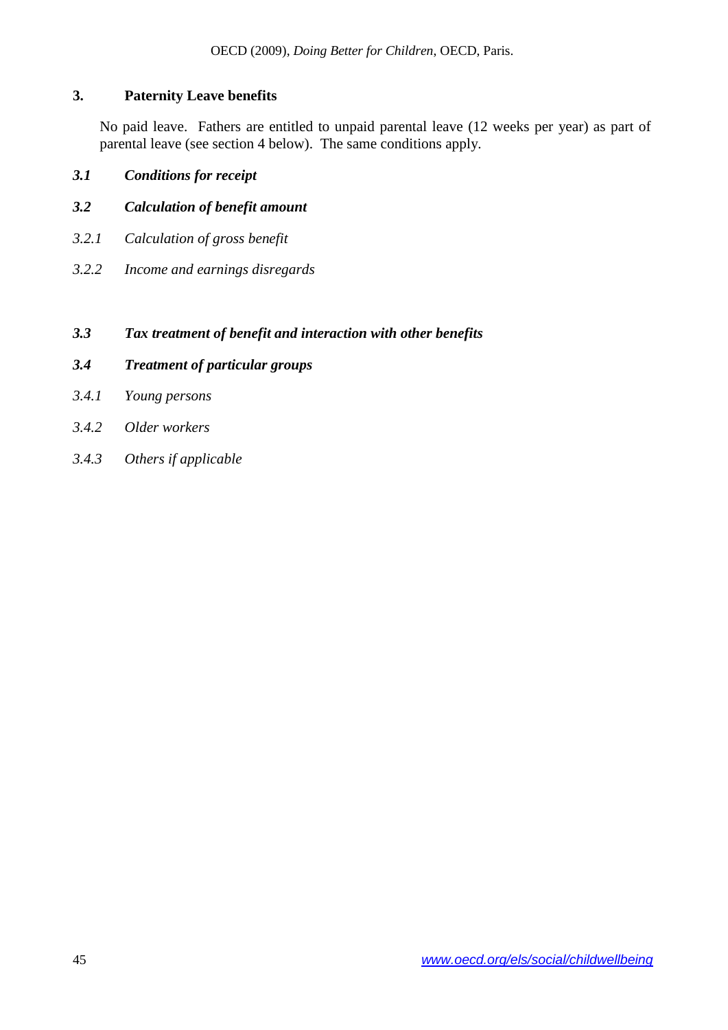## 3. Paternity Leave benefits

No paid leave. Fathers are entitled to unpaid parental leave (12 weeks per year) as part of parental leave (see section 4 below). The same conditions apply.

### *3.1 Conditions for receipt*

### *3.2 Calculation of benefit amount*

*3.2.1 Calculation of gross benefit*

*3.2.2 Income and earnings disregards*

### *3.3 Tax treatment of benefit and interaction with other benefits*

### *3.4 Treatment of particular groups*

*3.4.1 Young persons*

*3.4.2 Older workers*

*3.4.3 Others if applicable*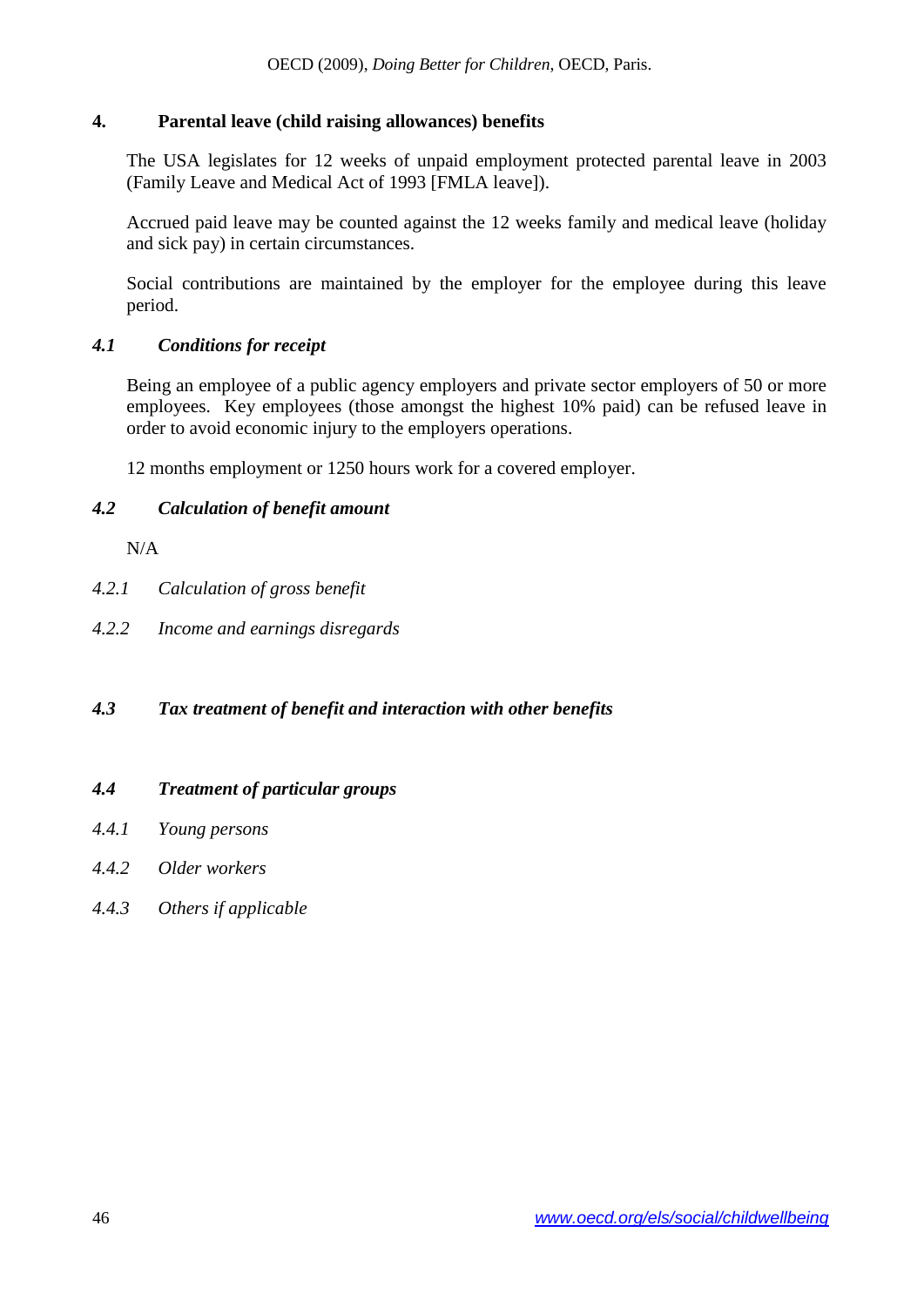## 4. Parental leave (child raising allowances) benefits

The USA legislates for 12 weeks of unpaid employment protected parental leave in 2003 (Family Leave and Medical Act of 1993 [FMLA leave]).

Accrued paid leave may be counted against the 12 weeks family and medical leave (holiday and sick pay) in certain circumstances.

Social contributions are maintained by the employer for the employee during this leave period.

### *4.1 Conditions for receipt*

Being an employee of a public agency employers and private sector employers of 50 or more employees. Key employees (those amongst the highest 10% paid) can be refused leave in order to avoid economic injury to the employers operations.

12 months employment or 1250 hours work for a covered employer.

### *4.2 Calculation of benefit amount*

N/A

#### *4.2.1 Calculation of gross benefit*

#### *4.2.2 Income and earnings disregards*

### *4.3 Tax treatment of benefit and interaction with other benefits*

### *4.4 Treatment of particular groups*

#### *4.4.1 Young persons*

#### *4.4.2 Older workers*

#### *4.4.3 Others if applicable*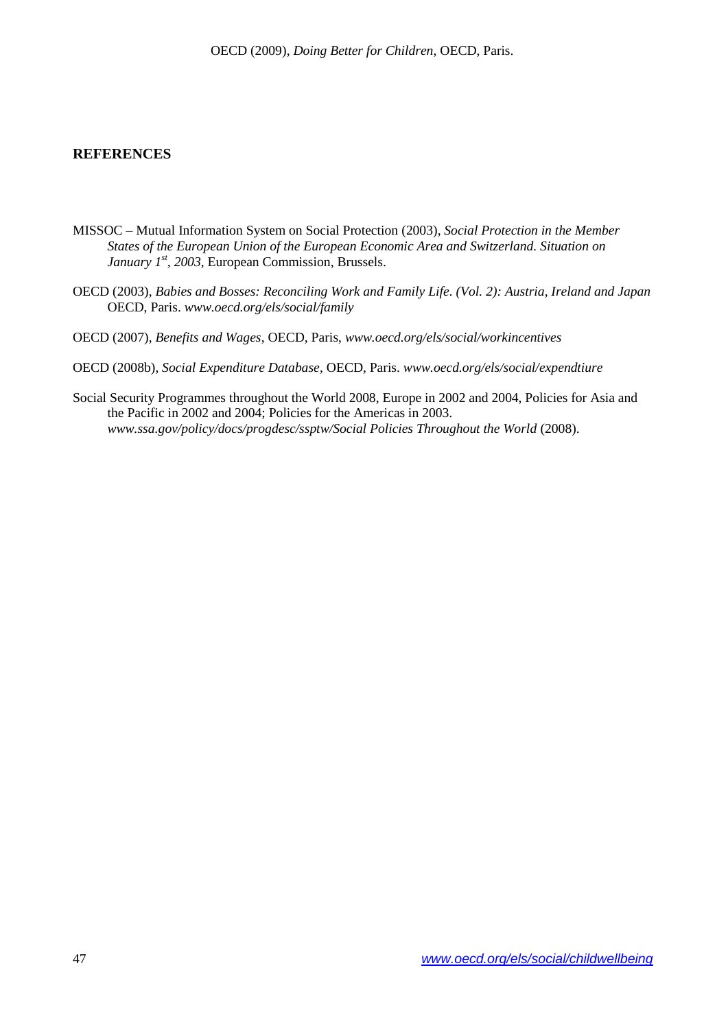## REFERENCES

MISSOC – Mutual Information System on Social Protection (2003), *Social Protection in the Member States of the European Union of the European Economic Area and Switzerland. Situation on January 1st, 2003*, European Commission, Brussels.

OECD (2003), *Babies and Bosses: Reconciling Work and Family Life. (Vol. 2): Austria, Ireland and Japan* OECD, Paris. *www.oecd.org/els/social/family*

OECD (2007), *Benefits and Wages*, OECD, Paris, *www.oecd.org/els/social/workincentives*

OECD (2008b), *Social Expenditure Database*, OECD, Paris. *www.oecd.org/els/social/expendtiure*

Social Security Programmes throughout the World 2008, Europe in 2002 and 2004, Policies for Asia and the Pacific in 2002 and 2004; Policies for the Americas in 2003. *www.ssa.gov/policy/docs/progdesc/ssptw/Social Policies Throughout the World* (2008).